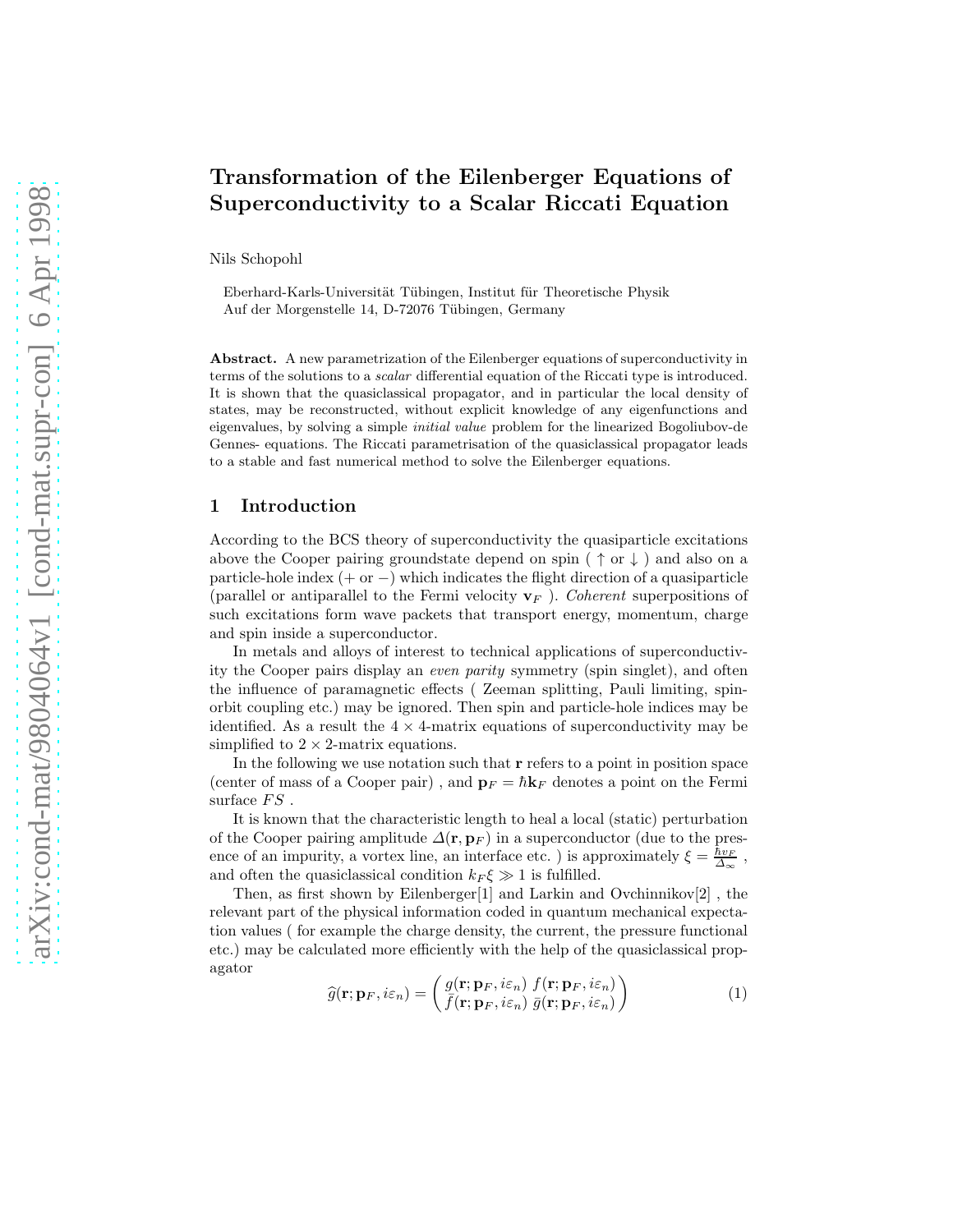# Transformation of the Eilenberger Equations of Superconductivity to a Scalar Riccati Equation

Nils Schopohl

Eberhard-Karls-Universität Tübingen, Institut für Theoretische Physik
Auf der Morgenstelle 14, D-72076 Tübingen, Germany

**Abstract.** A new parametrization of the Eilenberger equations of superconductivity in terms of the solutions to a *scalar* differential equation of the Riccati type is introduced. It is shown that the quasiclassical propagator, and in particular the local density of states, may be reconstructed, without explicit knowledge of any eigenfunctions and eigenvalues, by solving a simple *initial value* problem for the linearized Bogoliubov-de Gennes- equations. The Riccati parametrisation of the quasiclassical propagator leads to a stable and fast numerical method to solve the Eilenberger equations.

## 1 Introduction

According to the BCS theory of superconductivity the quasiparticle excitations above the Cooper pairing groundstate depend on spin ( $\uparrow$ or $\downarrow$ ) and also on a particle-hole index ($+$ or $-$) which indicates the flight direction of a quasiparticle (parallel or antiparallel to the Fermi velocity $\mathbf{v}_F$ ). *Coherent* superpositions of such excitations form wave packets that transport energy, momentum, charge and spin inside a superconductor.

In metals and alloys of interest to technical applications of superconductivity the Cooper pairs display an *even parity* symmetry (spin singlet), and often the influence of paramagnetic effects ( Zeeman splitting, Pauli limiting, spin-orbit coupling etc.) may be ignored. Then spin and particle-hole indices may be identified. As a result the $4 \times 4$-matrix equations of superconductivity may be simplified to $2 \times 2$-matrix equations.

In the following we use notation such that $\mathbf{r}$ refers to a point in position space (center of mass of a Cooper pair) , and $\mathbf{p}_F = \hbar \mathbf{k}_F$ denotes a point on the Fermi surface $FS$ .

It is known that the characteristic length to heal a local (static) perturbation of the Cooper pairing amplitude $\Delta(\mathbf{r}, \mathbf{p}_F)$ in a superconductor (due to the presence of an impurity, a vortex line, an interface etc. ) is approximately $\xi = \frac{\hbar v_F}{\Delta_\infty}$ , and often the quasiclassical condition $k_F \xi \gg 1$ is fulfilled.

Then, as first shown by Eilenberger[1] and Larkin and Ovchinnikov[2] , the relevant part of the physical information coded in quantum mechanical expectation values ( for example the charge density, the current, the pressure functional etc.) may be calculated more efficiently with the help of the quasiclassical propagator

$$\widehat{g}(\mathbf{r}; \mathbf{p}_F, i\varepsilon_n) = \begin{pmatrix} g(\mathbf{r}; \mathbf{p}_F, i\varepsilon_n) & f(\mathbf{r}; \mathbf{p}_F, i\varepsilon_n) \\ \bar{f}(\mathbf{r}; \mathbf{p}_F, i\varepsilon_n) & \bar{g}(\mathbf{r}; \mathbf{p}_F, i\varepsilon_n) \end{pmatrix} \tag{1}$$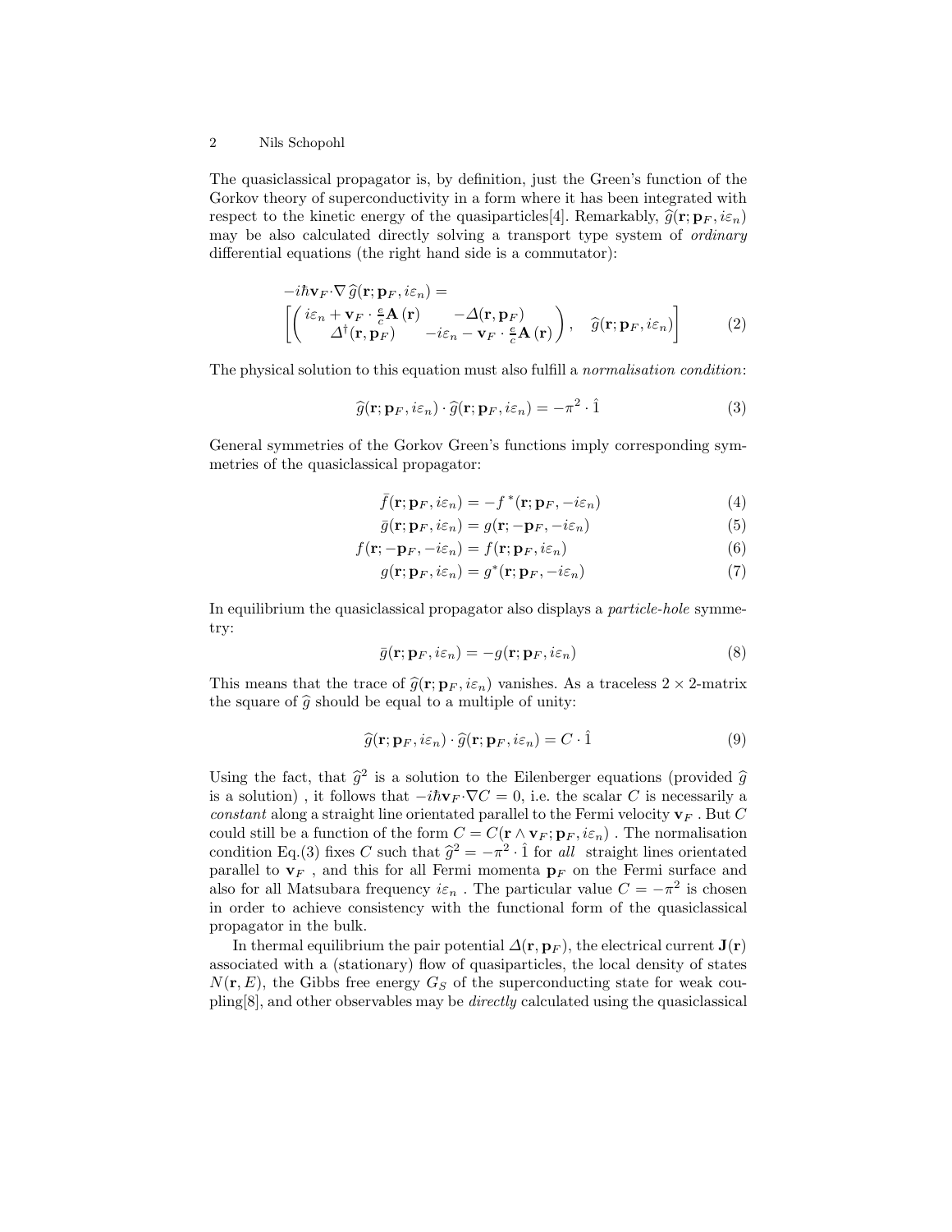The quasiclassical propagator is, by definition, just the Green's function of the Gorkov theory of superconductivity in a form where it has been integrated with respect to the kinetic energy of the quasiparticles[4]. Remarkably, $\widehat{g}(\mathbf{r};\mathbf{p}_F,i\varepsilon_n)$ may be also calculated directly solving a transport type system of *ordinary* differential equations (the right hand side is a commutator):

$$
\begin{aligned}
&-i\hbar\mathbf{v}_F\cdot\nabla\,\widehat{g}(\mathbf{r};\mathbf{p}_F,i\varepsilon_n) = \\
&\left[\begin{pmatrix} i\varepsilon_n+\mathbf{v}_F\cdot\frac{e}{c}\mathbf{A}\left(\mathbf{r}\right) & -\Delta(\mathbf{r},\mathbf{p}_F) \\ \Delta^{\dagger}(\mathbf{r},\mathbf{p}_F) & -i\varepsilon_n-\mathbf{v}_F\cdot\frac{e}{c}\mathbf{A}\left(\mathbf{r}\right)\end{pmatrix},\quad \widehat{g}(\mathbf{r};\mathbf{p}_F,i\varepsilon_n)\right]
\end{aligned}
\tag{2}
$$

The physical solution to this equation must also fulfill a *normalisation condition*:

$$
\widehat{g}(\mathbf{r};\mathbf{p}_F,i\varepsilon_n)\cdot\widehat{g}(\mathbf{r};\mathbf{p}_F,i\varepsilon_n) = -\pi^2\cdot\hat{1}
\tag{3}
$$

General symmetries of the Gorkov Green's functions imply corresponding symmetries of the quasiclassical propagator:

$$
\bar{f}(\mathbf{r};\mathbf{p}_F,i\varepsilon_n) = -f^{\,*}(\mathbf{r};\mathbf{p}_F,-i\varepsilon_n)
\tag{4}
$$

$$
\bar{g}(\mathbf{r};\mathbf{p}_F,i\varepsilon_n) = g(\mathbf{r};-\mathbf{p}_F,-i\varepsilon_n)
\tag{5}
$$

$$
f(\mathbf{r};-\mathbf{p}_F,-i\varepsilon_n) = f(\mathbf{r};\mathbf{p}_F,i\varepsilon_n)
\tag{6}
$$

$$
g(\mathbf{r};\mathbf{p}_F,i\varepsilon_n) = g^{*}(\mathbf{r};\mathbf{p}_F,-i\varepsilon_n)
\tag{7}
$$

In equilibrium the quasiclassical propagator also displays a *particle-hole* symmetry:

$$
\bar{g}(\mathbf{r};\mathbf{p}_F,i\varepsilon_n) = -g(\mathbf{r};\mathbf{p}_F,i\varepsilon_n)
\tag{8}
$$

This means that the trace of $\widehat{g}(\mathbf{r};\mathbf{p}_F,i\varepsilon_n)$ vanishes. As a traceless $2\times 2$-matrix the square of $\widehat{g}$ should be equal to a multiple of unity:

$$
\widehat{g}(\mathbf{r};\mathbf{p}_F,i\varepsilon_n)\cdot\widehat{g}(\mathbf{r};\mathbf{p}_F,i\varepsilon_n) = C\cdot\hat{1}
\tag{9}
$$

Using the fact, that $\widehat{g}^2$ is a solution to the Eilenberger equations (provided $\widehat{g}$ is a solution) , it follows that $-i\hbar\mathbf{v}_F\cdot\nabla C = 0$, i.e. the scalar $C$ is necessarily a *constant* along a straight line orientated parallel to the Fermi velocity $\mathbf{v}_F$ . But $C$ could still be a function of the form $C = C(\mathbf{r}\wedge\mathbf{v}_F;\mathbf{p}_F,i\varepsilon_n)$ . The normalisation condition Eq.(3) fixes $C$ such that $\widehat{g}^2 = -\pi^2\cdot\hat{1}$ for *all* straight lines orientated parallel to $\mathbf{v}_F$ , and this for all Fermi momenta $\mathbf{p}_F$ on the Fermi surface and also for all Matsubara frequency $i\varepsilon_n$ . The particular value $C = -\pi^2$ is chosen in order to achieve consistency with the functional form of the quasiclassical propagator in the bulk.

In thermal equilibrium the pair potential $\Delta(\mathbf{r},\mathbf{p}_F)$, the electrical current $\mathbf{J}(\mathbf{r})$ associated with a (stationary) flow of quasiparticles, the local density of states $N(\mathbf{r},E)$, the Gibbs free energy $G_S$ of the superconducting state for weak coupling[8], and other observables may be *directly* calculated using the quasiclassical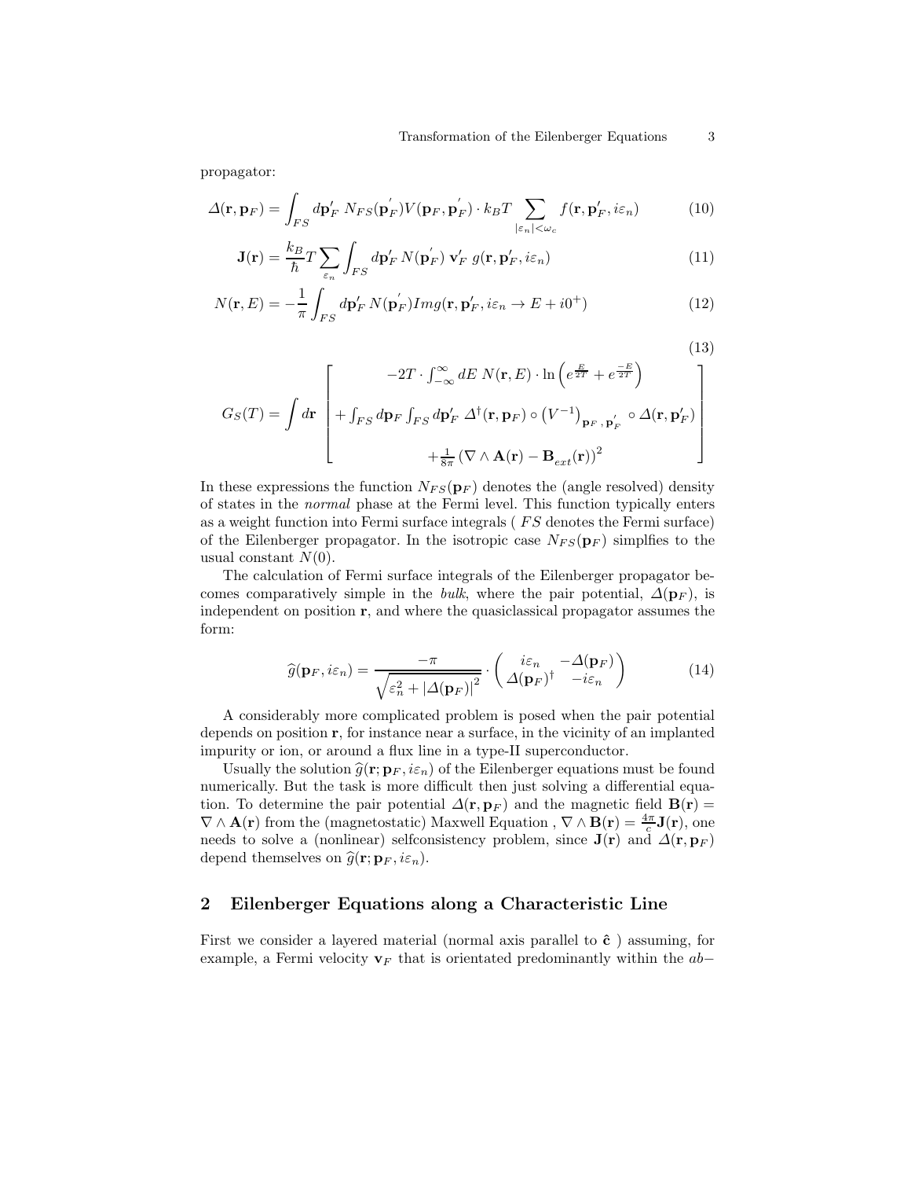propagator:

$$\varDelta(\mathbf{r}, \mathbf{p}_F) = \int_{FS} d\mathbf{p}'_F \; N_{FS}(\mathbf{p}_F^{'}) V(\mathbf{p}_F, \mathbf{p}_F^{'}) \cdot k_B T \sum_{|\varepsilon_n| < \omega_c} f(\mathbf{r}, \mathbf{p}'_F, i\varepsilon_n) \tag{10}$$

$$\mathbf{J}(\mathbf{r}) = \frac{k_B}{\hbar} T \sum_{\varepsilon_n} \int_{FS} d\mathbf{p}'_F \, N(\mathbf{p}_F^{'}) \; \mathbf{v}'_F \; g(\mathbf{r}, \mathbf{p}'_F, i\varepsilon_n) \tag{11}$$

$$N(\mathbf{r}, E) = -\frac{1}{\pi} \int_{FS} d\mathbf{p}'_F \, N(\mathbf{p}_F^{'}) Im g(\mathbf{r}, \mathbf{p}'_F, i\varepsilon_n \to E + i0^+) \tag{12}$$

$$G_S(T) = \int d\mathbf{r} \begin{bmatrix} -2T \cdot \int_{-\infty}^{\infty} dE \; N(\mathbf{r}, E) \cdot \ln\left(e^{\frac{E}{2T}} + e^{\frac{-E}{2T}}\right) \\ + \int_{FS} d\mathbf{p}_F \int_{FS} d\mathbf{p}'_F \; \varDelta^\dagger(\mathbf{r}, \mathbf{p}_F) \circ \left(V^{-1}\right)_{\mathbf{p}_F, \mathbf{p}_F^{'}} \circ \varDelta(\mathbf{r}, \mathbf{p}'_F) \\ + \frac{1}{8\pi} \left(\nabla \wedge \mathbf{A}(\mathbf{r}) - \mathbf{B}_{ext}(\mathbf{r})\right)^2 \end{bmatrix} \tag{13}$$

In these expressions the function $N_{FS}(\mathbf{p}_F)$ denotes the (angle resolved) density of states in the *normal* phase at the Fermi level. This function typically enters as a weight function into Fermi surface integrals ( $FS$ denotes the Fermi surface) of the Eilenberger propagator. In the isotropic case $N_{FS}(\mathbf{p}_F)$ simplfies to the usual constant $N(0)$.

The calculation of Fermi surface integrals of the Eilenberger propagator becomes comparatively simple in the *bulk*, where the pair potential, $\varDelta(\mathbf{p}_F)$, is independent on position $\mathbf{r}$, and where the quasiclassical propagator assumes the form:

$$\widehat{g}(\mathbf{p}_F, i\varepsilon_n) = \frac{-\pi}{\sqrt{\varepsilon_n^2 + |\varDelta(\mathbf{p}_F)|^2}} \cdot \begin{pmatrix} i\varepsilon_n & -\varDelta(\mathbf{p}_F) \\ \varDelta(\mathbf{p}_F)^\dagger & -i\varepsilon_n \end{pmatrix} \tag{14}$$

A considerably more complicated problem is posed when the pair potential depends on position $\mathbf{r}$, for instance near a surface, in the vicinity of an implanted impurity or ion, or around a flux line in a type-II superconductor.

Usually the solution $\widehat{g}(\mathbf{r}; \mathbf{p}_F, i\varepsilon_n)$ of the Eilenberger equations must be found numerically. But the task is more difficult then just solving a differential equation. To determine the pair potential $\varDelta(\mathbf{r}, \mathbf{p}_F)$ and the magnetic field $\mathbf{B}(\mathbf{r}) = \nabla \wedge \mathbf{A}(\mathbf{r})$ from the (magnetostatic) Maxwell Equation , $\nabla \wedge \mathbf{B}(\mathbf{r}) = \frac{4\pi}{c}\mathbf{J}(\mathbf{r})$, one needs to solve a (nonlinear) selfconsistency problem, since $\mathbf{J}(\mathbf{r})$ and $\varDelta(\mathbf{r}, \mathbf{p}_F)$ depend themselves on $\widehat{g}(\mathbf{r}; \mathbf{p}_F, i\varepsilon_n)$.

## 2 Eilenberger Equations along a Characteristic Line

First we consider a layered material (normal axis parallel to $\hat{\mathbf{c}}$ ) assuming, for example, a Fermi velocity $\mathbf{v}_F$ that is orientated predominantly within the $ab-$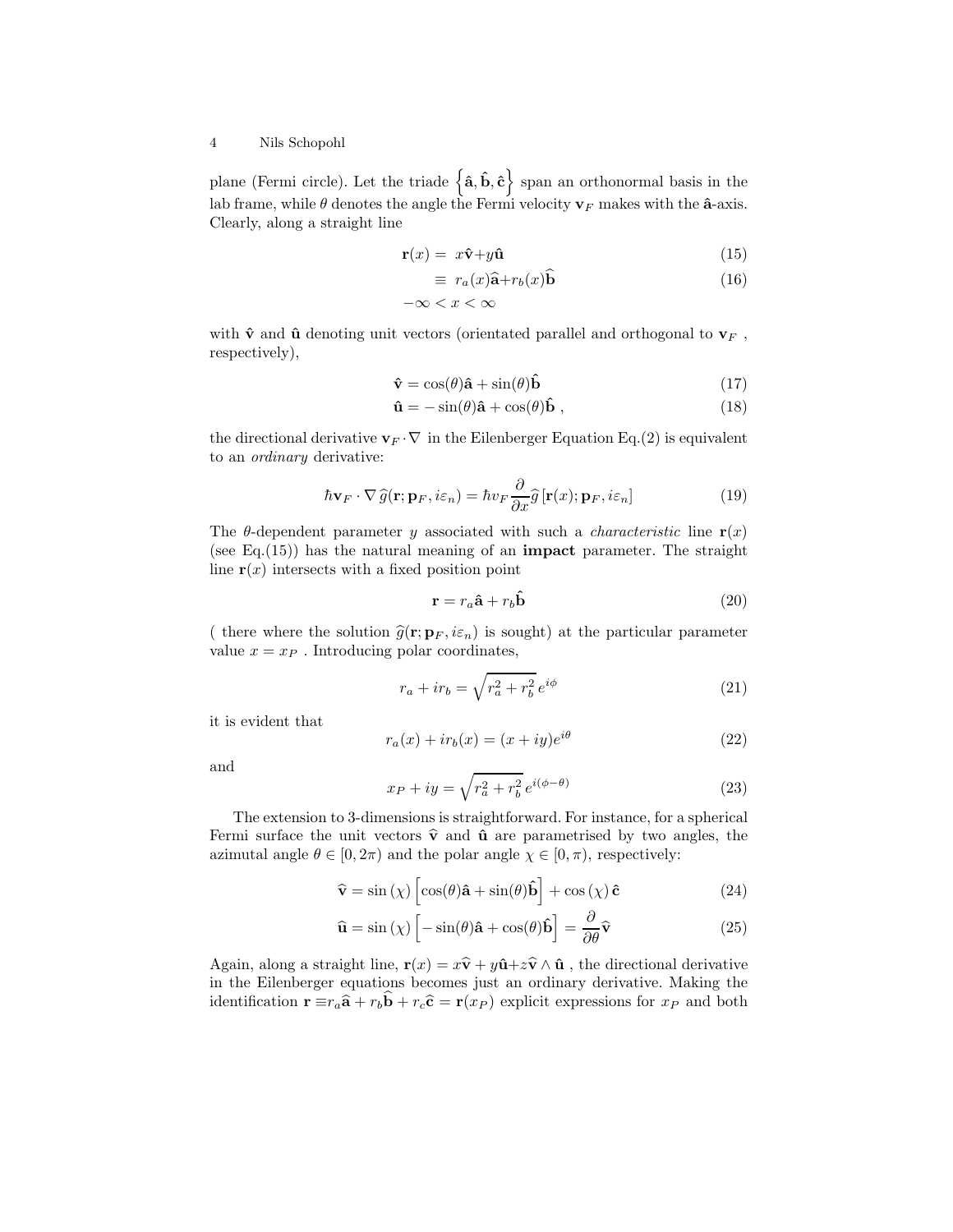plane (Fermi circle). Let the triade $\left\{ \hat{\mathbf{a}}, \hat{\mathbf{b}}, \hat{\mathbf{c}} \right\}$ span an orthonormal basis in the lab frame, while $\theta$ denotes the angle the Fermi velocity $\mathbf{v}_F$ makes with the $\hat{\mathbf{a}}$-axis. Clearly, along a straight line

$$
\begin{aligned}
\mathbf{r}(x) &= x\hat{\mathbf{v}} + y\hat{\mathbf{u}} \qquad (15) \\
&\equiv r_a(x)\hat{\mathbf{a}} + r_b(x)\hat{\mathbf{b}} \qquad (16) \\
-\infty &< x < \infty
\end{aligned}
$$

with $\hat{\mathbf{v}}$ and $\hat{\mathbf{u}}$ denoting unit vectors (orientated parallel and orthogonal to $\mathbf{v}_F$ , respectively),

$$
\hat{\mathbf{v}} = \cos(\theta)\hat{\mathbf{a}} + \sin(\theta)\hat{\mathbf{b}} \tag{17}
$$

$$
\hat{\mathbf{u}} = -\sin(\theta)\hat{\mathbf{a}} + \cos(\theta)\hat{\mathbf{b}} \ , \tag{18}
$$

the directional derivative $\mathbf{v}_F \cdot \nabla$ in the Eilenberger Equation Eq.(2) is equivalent to an *ordinary* derivative:

$$
\hbar \mathbf{v}_F \cdot \nabla \, \widehat{g}(\mathbf{r}; \mathbf{p}_F, i\varepsilon_n) = \hbar v_F \frac{\partial}{\partial x} \widehat{g} \left[ \mathbf{r}(x); \mathbf{p}_F, i\varepsilon_n \right] \tag{19}
$$

The $\theta$-dependent parameter $y$ associated with such a *characteristic* line $\mathbf{r}(x)$ (see Eq.(15)) has the natural meaning of an **impact** parameter. The straight line $\mathbf{r}(x)$ intersects with a fixed position point

$$
\mathbf{r} = r_a\hat{\mathbf{a}} + r_b\hat{\mathbf{b}} \tag{20}
$$

( there where the solution $\widehat{g}(\mathbf{r}; \mathbf{p}_F, i\varepsilon_n)$ is sought) at the particular parameter value $x = x_P$ . Introducing polar coordinates,

$$
r_a + ir_b = \sqrt{r_a^2 + r_b^2} \, e^{i\phi} \tag{21}
$$

it is evident that

$$
r_a(x) + ir_b(x) = (x + iy)e^{i\theta} \tag{22}
$$

and

$$
x_P + iy = \sqrt{r_a^2 + r_b^2} \, e^{i(\phi - \theta)} \tag{23}
$$

The extension to 3-dimensions is straightforward. For instance, for a spherical Fermi surface the unit vectors $\widehat{\mathbf{v}}$ and $\widehat{\mathbf{u}}$ are parametrised by two angles, the azimutal angle $\theta \in [0, 2\pi)$ and the polar angle $\chi \in [0, \pi)$, respectively:

$$
\widehat{\mathbf{v}} = \sin(\chi) \left[ \cos(\theta)\hat{\mathbf{a}} + \sin(\theta)\hat{\mathbf{b}} \right] + \cos(\chi) \, \hat{\mathbf{c}} \tag{24}
$$

$$
\widehat{\mathbf{u}} = \sin(\chi) \left[ -\sin(\theta)\hat{\mathbf{a}} + \cos(\theta)\hat{\mathbf{b}} \right] = \frac{\partial}{\partial \theta} \widehat{\mathbf{v}} \tag{25}
$$

Again, along a straight line, $\mathbf{r}(x) = x\widehat{\mathbf{v}} + y\hat{\mathbf{u}} + z\widehat{\mathbf{v}} \wedge \hat{\mathbf{u}}$ , the directional derivative in the Eilenberger equations becomes just an ordinary derivative. Making the identification $\mathbf{r} \equiv r_a\widehat{\mathbf{a}} + r_b\widehat{\mathbf{b}} + r_c\widehat{\mathbf{c}} = \mathbf{r}(x_P)$ explicit expressions for $x_P$ and both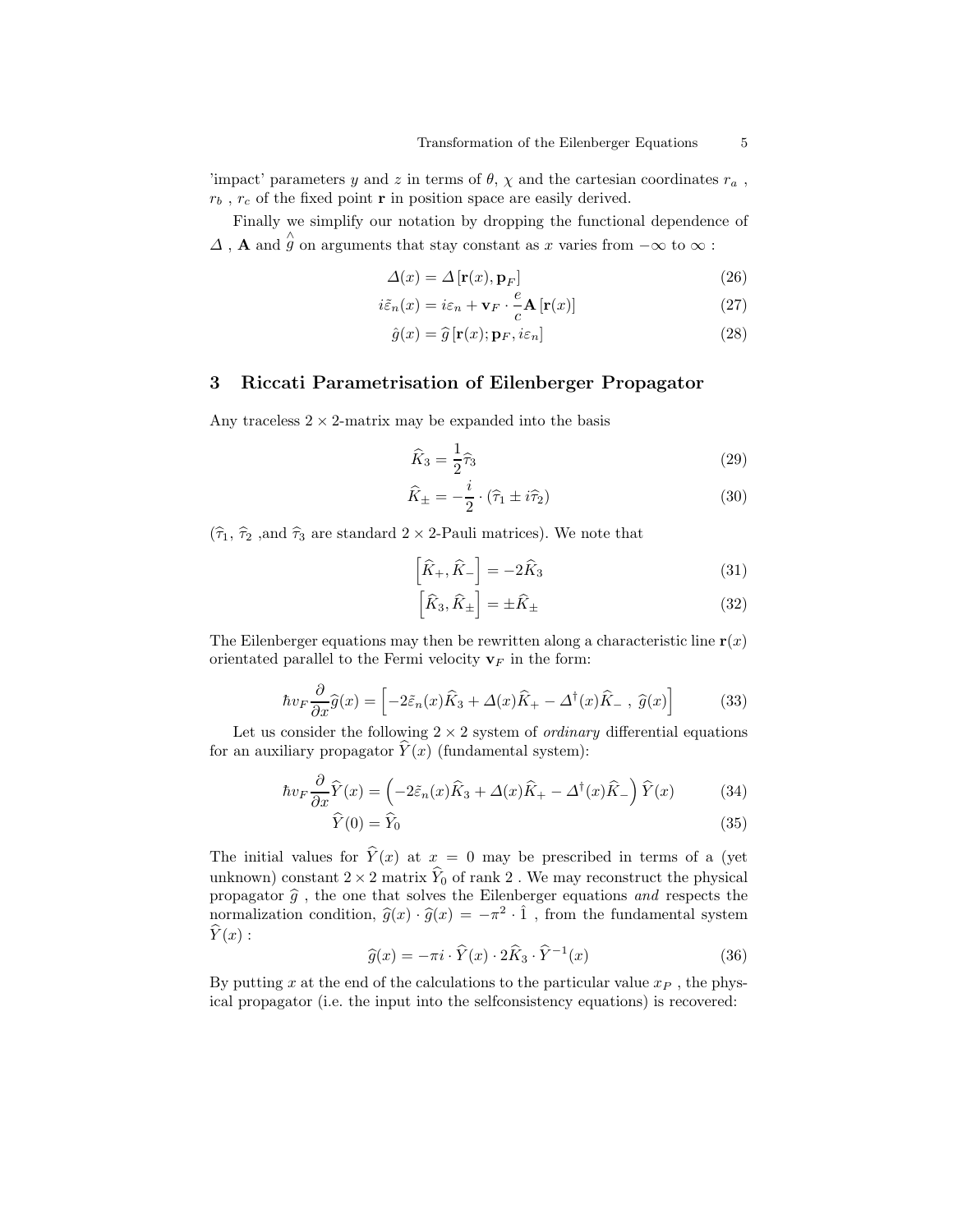'impact' parameters $y$ and $z$ in terms of $\theta$, $\chi$ and the cartesian coordinates $r_a$ , $r_b$ , $r_c$ of the fixed point $\mathbf{r}$ in position space are easily derived.

Finally we simplify our notation by dropping the functional dependence of $\varDelta$ , $\mathbf{A}$ and $\hat{g}$ on arguments that stay constant as $x$ varies from $-\infty$ to $\infty$ :

$$\varDelta(x) = \varDelta\left[\mathbf{r}(x), \mathbf{p}_F\right] \tag{26}$$

$$i\tilde{\varepsilon}_n(x) = i\varepsilon_n + \mathbf{v}_F \cdot \frac{e}{c}\mathbf{A}\left[\mathbf{r}(x)\right] \tag{27}$$

$$\hat{g}(x) = \widehat{g}\left[\mathbf{r}(x); \mathbf{p}_F, i\varepsilon_n\right] \tag{28}$$

## 3 Riccati Parametrisation of Eilenberger Propagator

Any traceless $2 \times 2$-matrix may be expanded into the basis

$$\widehat{K}_3 = \frac{1}{2}\widehat{\tau}_3 \tag{29}$$

$$\widehat{K}_\pm = -\frac{i}{2} \cdot \left(\widehat{\tau}_1 \pm i\widehat{\tau}_2\right) \tag{30}$$

($\widehat{\tau}_1$, $\widehat{\tau}_2$ ,and $\widehat{\tau}_3$ are standard $2 \times 2$-Pauli matrices). We note that

$$\left[\widehat{K}_+, \widehat{K}_-\right] = -2\widehat{K}_3 \tag{31}$$

$$\left[\widehat{K}_3, \widehat{K}_\pm\right] = \pm\widehat{K}_\pm \tag{32}$$

The Eilenberger equations may then be rewritten along a characteristic line $\mathbf{r}(x)$ orientated parallel to the Fermi velocity $\mathbf{v}_F$ in the form:

$$\hbar v_F \frac{\partial}{\partial x}\widehat{g}(x) = \left[-2\tilde{\varepsilon}_n(x)\widehat{K}_3 + \varDelta(x)\widehat{K}_+ - \varDelta^\dagger(x)\widehat{K}_- \; , \; \widehat{g}(x)\right] \tag{33}$$

Let us consider the following $2 \times 2$ system of *ordinary* differential equations for an auxiliary propagator $\widehat{Y}(x)$ (fundamental system):

$$\hbar v_F \frac{\partial}{\partial x}\widehat{Y}(x) = \left(-2\tilde{\varepsilon}_n(x)\widehat{K}_3 + \varDelta(x)\widehat{K}_+ - \varDelta^\dagger(x)\widehat{K}_-\right)\widehat{Y}(x) \tag{34}$$

$$\widehat{Y}(0) = \widehat{Y}_0 \tag{35}$$

The initial values for $\widehat{Y}(x)$ at $x = 0$ may be prescribed in terms of a (yet unknown) constant $2 \times 2$ matrix $\widehat{Y}_0$ of rank 2 . We may reconstruct the physical propagator $\widehat{g}$ , the one that solves the Eilenberger equations *and* respects the normalization condition, $\widehat{g}(x) \cdot \widehat{g}(x) = -\pi^2 \cdot \hat{1}$ , from the fundamental system $\widehat{Y}(x)$ :

$$\widehat{g}(x) = -\pi i \cdot \widehat{Y}(x) \cdot 2\widehat{K}_3 \cdot \widehat{Y}^{-1}(x) \tag{36}$$

By putting $x$ at the end of the calculations to the particular value $x_P$ , the physical propagator (i.e. the input into the selfconsistency equations) is recovered: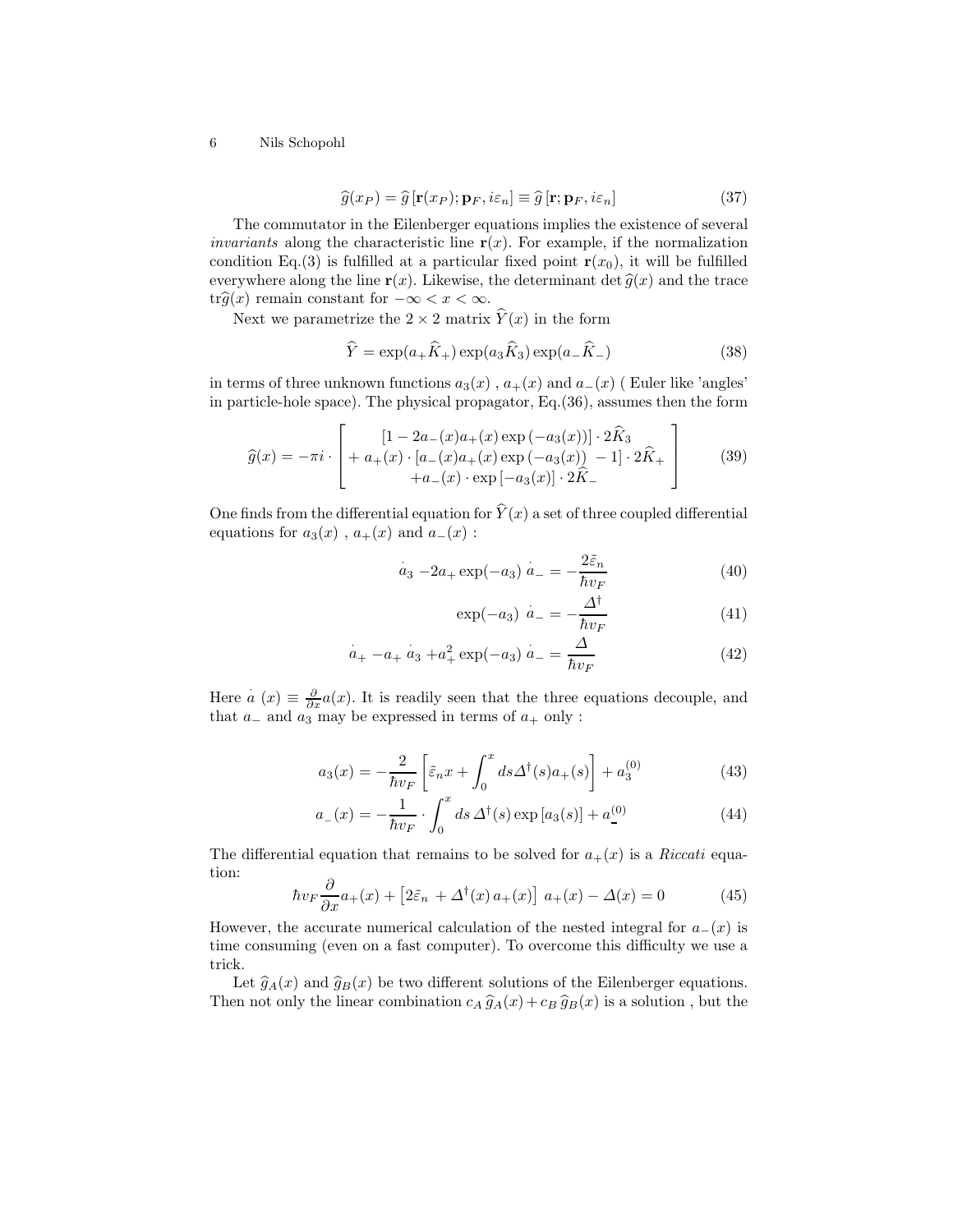$$\widehat{g}(x_P) = \widehat{g}\left[\mathbf{r}(x_P); \mathbf{p}_F, i\varepsilon_n\right] \equiv \widehat{g}\left[\mathbf{r}; \mathbf{p}_F, i\varepsilon_n\right] \tag{37}$$

The commutator in the Eilenberger equations implies the existence of several *invariants* along the characteristic line $\mathbf{r}(x)$. For example, if the normalization condition Eq.(3) is fulfilled at a particular fixed point $\mathbf{r}(x_0)$, it will be fulfilled everywhere along the line $\mathbf{r}(x)$. Likewise, the determinant $\det \widehat{g}(x)$ and the trace $\mathrm{tr}\widehat{g}(x)$ remain constant for $-\infty < x < \infty$.

Next we parametrize the $2 \times 2$ matrix $\widehat{Y}(x)$ in the form

$$\widehat{Y} = \exp(a_+ \widehat{K}_+) \exp(a_3 \widehat{K}_3) \exp(a_- \widehat{K}_-) \tag{38}$$

in terms of three unknown functions $a_3(x)$ , $a_+(x)$ and $a_-(x)$ ( Euler like 'angles' in particle-hole space). The physical propagator, Eq.(36), assumes then the form

$$\widehat{g}(x) = -\pi i \cdot \begin{bmatrix} [1 - 2a_-(x)a_+(x)\exp\left(-a_3(x)\right)] \cdot 2\widehat{K}_3 \\ + a_+(x) \cdot [a_-(x)a_+(x)\exp\left(-a_3(x)\right) \; - 1] \cdot 2\widehat{K}_+ \\ + a_-(x) \cdot \exp\left[-a_3(x)\right] \cdot 2\widehat{K}_- \end{bmatrix} \tag{39}$$

One finds from the differential equation for $\widehat{Y}(x)$ a set of three coupled differential equations for $a_3(x)$ , $a_+(x)$ and $a_-(x)$ :

$$\dot{a}_3 - 2a_+ \exp(-a_3) \, \dot{a}_- = -\frac{2\tilde{\varepsilon}_n}{\hbar v_F} \tag{40}$$

$$\exp(-a_3) \, \dot{a}_- = -\frac{\Delta^\dagger}{\hbar v_F} \tag{41}$$

$$\dot{a}_+ - a_+ \, \dot{a}_3 + a_+^2 \exp(-a_3) \, \dot{a}_- = \frac{\Delta}{\hbar v_F} \tag{42}$$

Here $\dot{a}\,(x) \equiv \frac{\partial}{\partial x} a(x)$. It is readily seen that the three equations decouple, and that $a_-$ and $a_3$ may be expressed in terms of $a_+$ only :

$$a_3(x) = -\frac{2}{\hbar v_F}\left[\tilde{\varepsilon}_n x + \int_0^x ds \Delta^\dagger(s) a_+(s)\right] + a_3^{(0)} \tag{43}$$

$$a_-(x) = -\frac{1}{\hbar v_F} \cdot \int_0^x ds \, \Delta^\dagger(s) \exp\left[a_3(s)\right] + a_-^{(0)} \tag{44}$$

The differential equation that remains to be solved for $a_+(x)$ is a *Riccati* equation:

$$\hbar v_F \frac{\partial}{\partial x} a_+(x) + \left[2\tilde{\varepsilon}_n + \Delta^\dagger(x) \, a_+(x)\right] \, a_+(x) - \Delta(x) = 0 \tag{45}$$

However, the accurate numerical calculation of the nested integral for $a_-(x)$ is time consuming (even on a fast computer). To overcome this difficulty we use a trick.

Let $\widehat{g}_A(x)$ and $\widehat{g}_B(x)$ be two different solutions of the Eilenberger equations. Then not only the linear combination $c_A \, \widehat{g}_A(x) + c_B \, \widehat{g}_B(x)$ is a solution , but the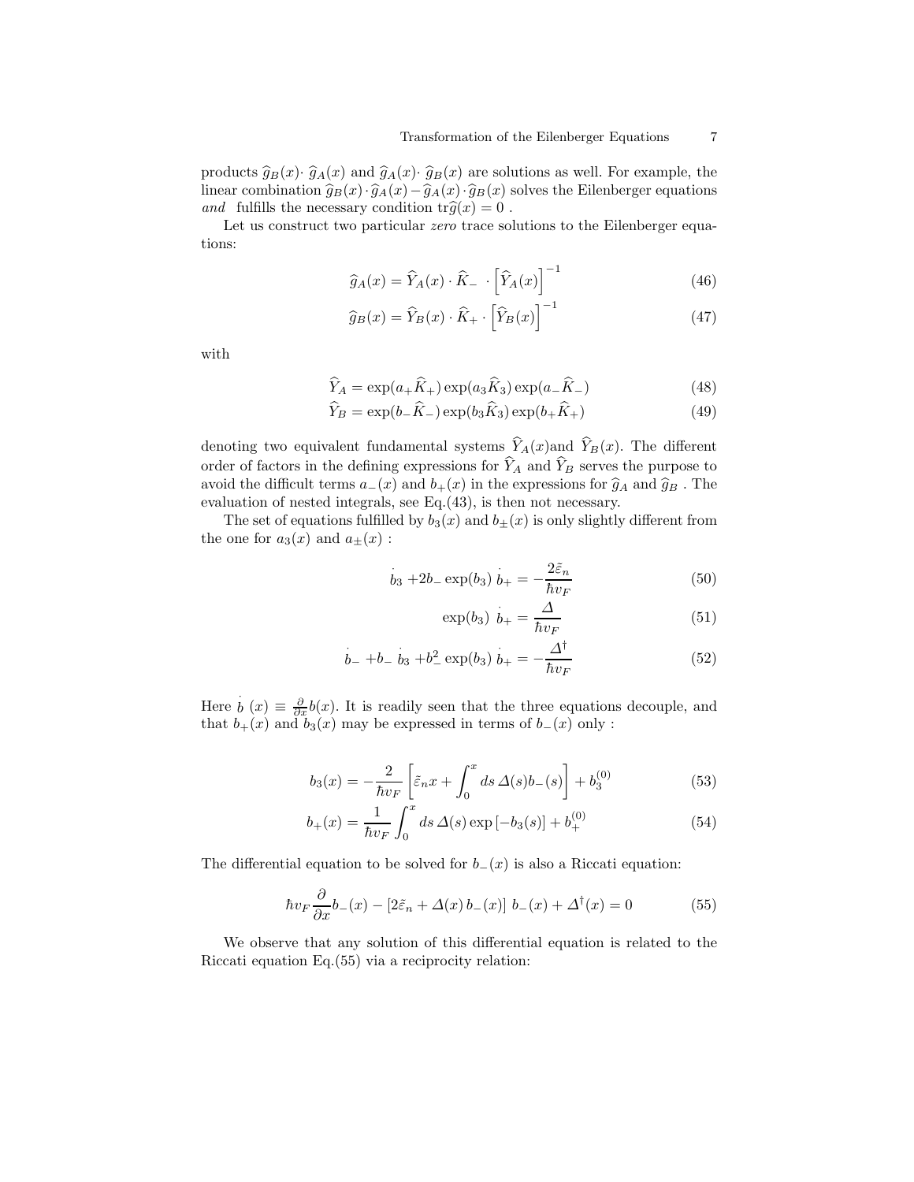products $\widehat{g}_B(x)\cdot\,\widehat{g}_A(x)$ and $\widehat{g}_A(x)\cdot\,\widehat{g}_B(x)$ are solutions as well. For example, the linear combination $\widehat{g}_B(x)\cdot\widehat{g}_A(x)-\widehat{g}_A(x)\cdot\widehat{g}_B(x)$ solves the Eilenberger equations *and* fulfills the necessary condition $\mathrm{tr}\widehat{g}(x)=0$ .

Let us construct two particular *zero* trace solutions to the Eilenberger equations:

$$\widehat{g}_A(x)=\widehat{Y}_A(x)\cdot\widehat{K}_-\;\cdot\left[\widehat{Y}_A(x)\right]^{-1} \tag{46}$$

$$\widehat{g}_B(x)=\widehat{Y}_B(x)\cdot\widehat{K}_+\cdot\left[\widehat{Y}_B(x)\right]^{-1} \tag{47}$$

with

$$\widehat{Y}_A=\exp(a_+\widehat{K}_+)\exp(a_3\widehat{K}_3)\exp(a_-\widehat{K}_-) \tag{48}$$

$$\widehat{Y}_B=\exp(b_-\widehat{K}_-)\exp(b_3\widehat{K}_3)\exp(b_+\widehat{K}_+) \tag{49}$$

denoting two equivalent fundamental systems $\widehat{Y}_A(x)$and $\widehat{Y}_B(x)$. The different order of factors in the defining expressions for $\widehat{Y}_A$ and $\widehat{Y}_B$ serves the purpose to avoid the difficult terms $a_-(x)$ and $b_+(x)$ in the expressions for $\widehat{g}_A$ and $\widehat{g}_B$ . The evaluation of nested integrals, see Eq.(43), is then not necessary.

The set of equations fulfilled by $b_3(x)$ and $b_\pm(x)$ is only slightly different from the one for $a_3(x)$ and $a_\pm(x)$ :

$$\dot{b}_3+2b_-\exp(b_3)\,\dot{b}_+=-\frac{2\tilde{\varepsilon}_n}{\hbar v_F} \tag{50}$$

$$\exp(b_3)\;\dot{b}_+=\frac{\Delta}{\hbar v_F} \tag{51}$$

$$\dot{b}_-+b_-\,\dot{b}_3+b_-^2\exp(b_3)\,\dot{b}_+=-\frac{\Delta^\dagger}{\hbar v_F} \tag{52}$$

Here $\dot{b}\,(x)\equiv\frac{\partial}{\partial x}b(x)$. It is readily seen that the three equations decouple, and that $b_+(x)$ and $b_3(x)$ may be expressed in terms of $b_-(x)$ only :

$$b_3(x)=-\frac{2}{\hbar v_F}\left[\tilde{\varepsilon}_n x+\int_0^x ds\,\Delta(s)b_-(s)\right]+b_3^{(0)} \tag{53}$$

$$b_+(x)=\frac{1}{\hbar v_F}\int_0^x ds\,\Delta(s)\exp\left[-b_3(s)\right]+b_+^{(0)} \tag{54}$$

The differential equation to be solved for $b_-(x)$ is also a Riccati equation:

$$\hbar v_F\frac{\partial}{\partial x}b_-(x)-\left[2\tilde{\varepsilon}_n+\Delta(x)\,b_-(x)\right]\,b_-(x)+\Delta^\dagger(x)=0 \tag{55}$$

We observe that any solution of this differential equation is related to the Riccati equation Eq.(55) via a reciprocity relation: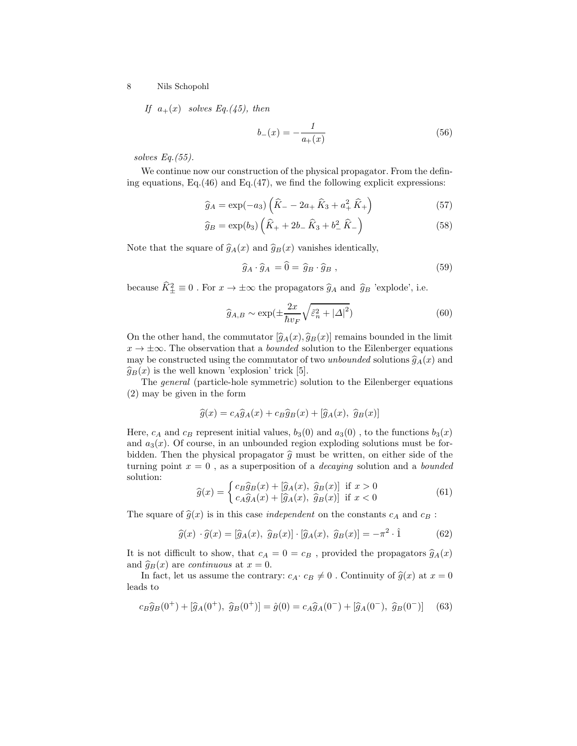*If* $a_+(x)$ *solves Eq.(45), then*

$$b_-(x) = -\frac{1}{a_+(x)} \tag{56}$$

*solves Eq.(55).*

We continue now our construction of the physical propagator. From the defining equations, Eq.(46) and Eq.(47), we find the following explicit expressions:

$$\widehat{g}_A = \exp(-a_3)\left(\widehat{K}_- - 2a_+\,\widehat{K}_3 + a_+^2\,\widehat{K}_+\right) \tag{57}$$

$$\widehat{g}_B = \exp(b_3)\left(\widehat{K}_+ + 2b_-\,\widehat{K}_3 + b_-^2\,\widehat{K}_-\right) \tag{58}$$

Note that the square of $\widehat{g}_A(x)$ and $\widehat{g}_B(x)$ vanishes identically,

$$\widehat{g}_A \cdot \widehat{g}_A = \widehat{0} = \widehat{g}_B \cdot \widehat{g}_B\ , \tag{59}$$

because $\widehat{K}_\pm^2 \equiv 0$ . For $x \to \pm\infty$ the propagators $\widehat{g}_A$ and $\widehat{g}_B$ 'explode', i.e.

$$\widehat{g}_{A,B} \sim \exp(\pm\frac{2x}{\hbar v_F}\sqrt{\tilde{\varepsilon}_n^2 + |\Delta|^2}) \tag{60}$$

On the other hand, the commutator $[\widehat{g}_A(x), \widehat{g}_B(x)]$ remains bounded in the limit $x \to \pm\infty$. The observation that a *bounded* solution to the Eilenberger equations may be constructed using the commutator of two *unbounded* solutions $\widehat{g}_A(x)$ and $\widehat{g}_B(x)$ is the well known 'explosion' trick [5].

The *general* (particle-hole symmetric) solution to the Eilenberger equations (2) may be given in the form

$$\widehat{g}(x) = c_A\widehat{g}_A(x) + c_B\widehat{g}_B(x) + [\widehat{g}_A(x),\ \widehat{g}_B(x)]$$

Here, $c_A$ and $c_B$ represent initial values, $b_3(0)$ and $a_3(0)$ , to the functions $b_3(x)$ and $a_3(x)$. Of course, in an unbounded region exploding solutions must be forbidden. Then the physical propagator $\widehat{g}$ must be written, on either side of the turning point $x = 0$ , as a superposition of a *decaying* solution and a *bounded* solution:

$$\widehat{g}(x) = \begin{cases} c_B\widehat{g}_B(x) + [\widehat{g}_A(x),\ \widehat{g}_B(x)] & \text{if } x > 0 \\ c_A\widehat{g}_A(x) + [\widehat{g}_A(x),\ \widehat{g}_B(x)] & \text{if } x < 0 \end{cases} \tag{61}$$

The square of $\widehat{g}(x)$ is in this case *independent* on the constants $c_A$ and $c_B$ :

$$\widehat{g}(x)\ \cdot \widehat{g}(x) = [\widehat{g}_A(x),\ \widehat{g}_B(x)] \cdot [\widehat{g}_A(x),\ \widehat{g}_B(x)] = -\pi^2 \cdot \hat{1} \tag{62}$$

It is not difficult to show, that $c_A = 0 = c_B$ , provided the propagators $\widehat{g}_A(x)$ and $\widehat{g}_B(x)$ are *continuous* at $x = 0$.

In fact, let us assume the contrary: $c_A \cdot c_B \neq 0$ . Continuity of $\widehat{g}(x)$ at $x = 0$ leads to

$$c_B\widehat{g}_B(0^+) + [\widehat{g}_A(0^+),\ \widehat{g}_B(0^+)] = \hat{g}(0) = c_A\widehat{g}_A(0^-) + [\widehat{g}_A(0^-),\ \widehat{g}_B(0^-)] \tag{63}$$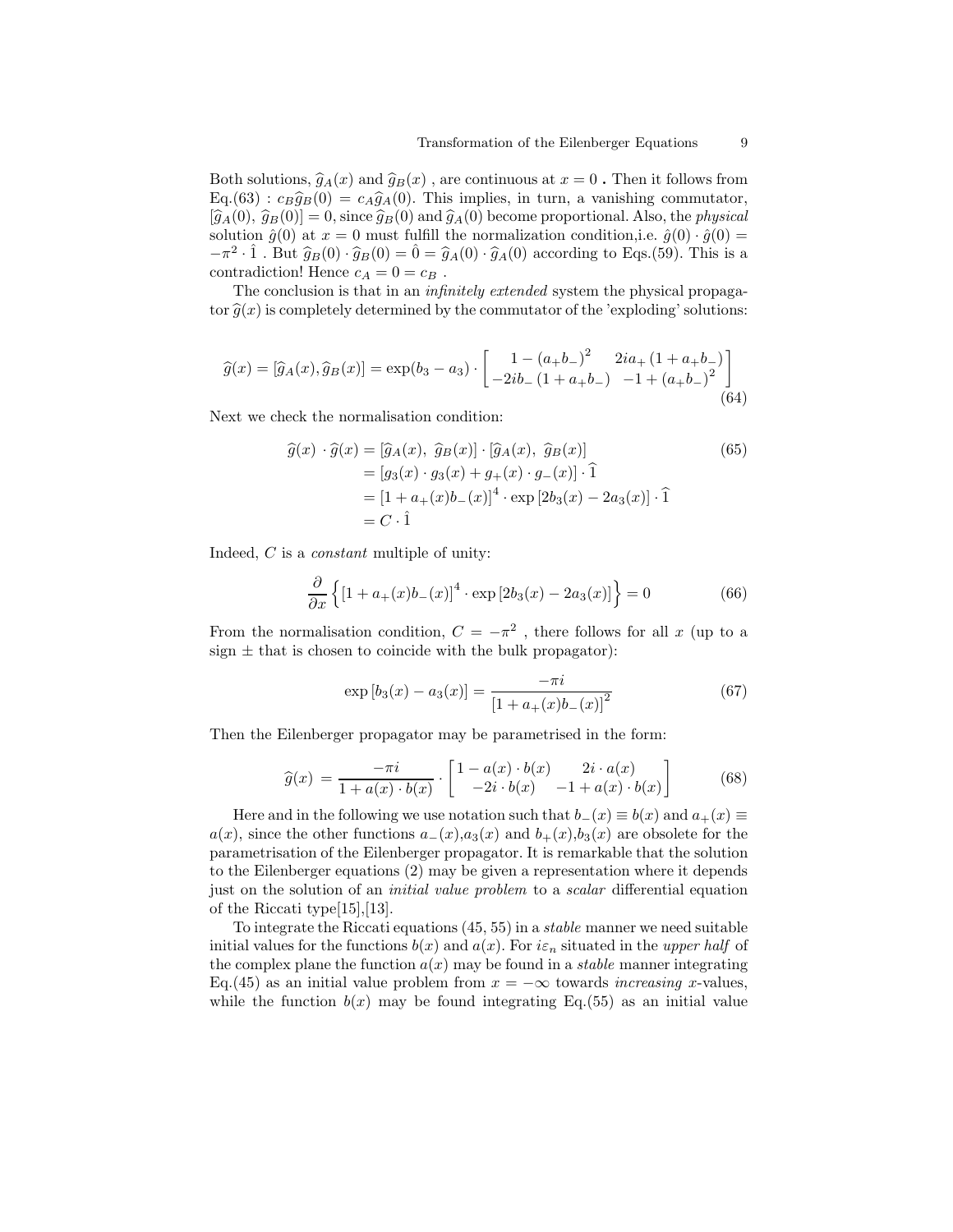Both solutions, $\widehat{g}_A(x)$ and $\widehat{g}_B(x)$ , are continuous at $x = 0$ **.** Then it follows from Eq.(63) : $c_B\widehat{g}_B(0) = c_A\widehat{g}_A(0)$. This implies, in turn, a vanishing commutator, $[\widehat{g}_A(0),\ \widehat{g}_B(0)] = 0$, since $\widehat{g}_B(0)$ and $\widehat{g}_A(0)$ become proportional. Also, the *physical* solution $\hat{g}(0)$ at $x = 0$ must fulfill the normalization condition,i.e. $\hat{g}(0) \cdot \hat{g}(0) = -\pi^2 \cdot \hat{1}$ . But $\widehat{g}_B(0) \cdot \widehat{g}_B(0) = \hat{0} = \widehat{g}_A(0) \cdot \widehat{g}_A(0)$ according to Eqs.(59). This is a contradiction! Hence $c_A = 0 = c_B$ .

The conclusion is that in an *infinitely extended* system the physical propagator $\widehat{g}(x)$ is completely determined by the commutator of the 'exploding' solutions:

$$\widehat{g}(x) = [\widehat{g}_A(x), \widehat{g}_B(x)] = \exp(b_3 - a_3) \cdot \begin{bmatrix} 1 - (a_+b_-)^2 & 2ia_+\left(1 + a_+b_-\right) \\ -2ib_-\left(1 + a_+b_-\right) & -1 + (a_+b_-)^2 \end{bmatrix} \tag{64}$$

Next we check the normalisation condition:

$$\begin{aligned} \widehat{g}(x)\ \cdot \widehat{g}(x) &= [\widehat{g}_A(x),\ \widehat{g}_B(x)] \cdot [\widehat{g}_A(x),\ \widehat{g}_B(x)] \\ &= [g_3(x) \cdot g_3(x) + g_+(x) \cdot g_-(x)] \cdot \widehat{1} \\ &= [1 + a_+(x) b_-(x)]^4 \cdot \exp\left[2b_3(x) - 2a_3(x)\right] \cdot \widehat{1} \\ &= C \cdot \hat{1} \end{aligned} \tag{65}$$

Indeed, $C$ is a *constant* multiple of unity:

$$\frac{\partial}{\partial x}\left\{\left[1 + a_+(x) b_-(x)\right]^4 \cdot \exp\left[2b_3(x) - 2a_3(x)\right]\right\} = 0 \tag{66}$$

From the normalisation condition, $C = -\pi^2$ , there follows for all $x$ (up to a sign $\pm$ that is chosen to coincide with the bulk propagator):

$$\exp\left[b_3(x) - a_3(x)\right] = \frac{-\pi i}{\left[1 + a_+(x) b_-(x)\right]^2} \tag{67}$$

Then the Eilenberger propagator may be parametrised in the form:

$$\widehat{g}(x)\ = \frac{-\pi i}{1 + a(x) \cdot b(x)} \cdot \begin{bmatrix} 1 - a(x) \cdot b(x) & 2i \cdot a(x) \\ -2i \cdot b(x) & -1 + a(x) \cdot b(x) \end{bmatrix} \tag{68}$$

Here and in the following we use notation such that $b_-(x) \equiv b(x)$ and $a_+(x) \equiv a(x)$, since the other functions $a_-(x)$,$a_3(x)$ and $b_+(x)$,$b_3(x)$ are obsolete for the parametrisation of the Eilenberger propagator. It is remarkable that the solution to the Eilenberger equations (2) may be given a representation where it depends just on the solution of an *initial value problem* to a *scalar* differential equation of the Riccati type[15],[13].

To integrate the Riccati equations (45, 55) in a *stable* manner we need suitable initial values for the functions $b(x)$ and $a(x)$. For $i\varepsilon_n$ situated in the *upper half* of the complex plane the function $a(x)$ may be found in a *stable* manner integrating Eq.(45) as an initial value problem from $x = -\infty$ towards *increasing* $x$-values, while the function $b(x)$ may be found integrating Eq.(55) as an initial value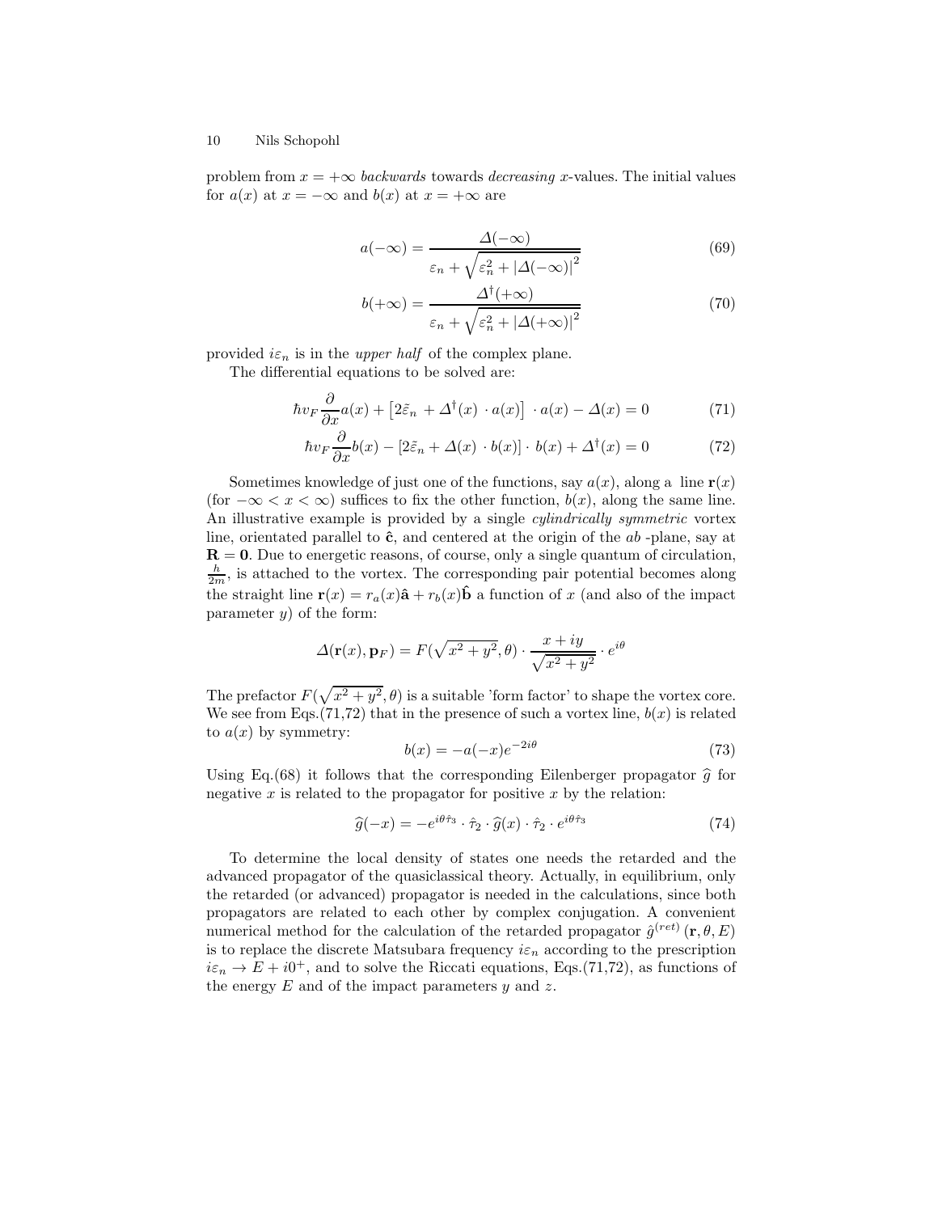problem from $x = +\infty$ *backwards* towards *decreasing* $x$-values. The initial values for $a(x)$ at $x = -\infty$ and $b(x)$ at $x = +\infty$ are

$$a(-\infty) = \frac{\Delta(-\infty)}{\varepsilon_n + \sqrt{\varepsilon_n^2 + |\Delta(-\infty)|^2}} \tag{69}$$

$$b(+\infty) = \frac{\Delta^\dagger(+\infty)}{\varepsilon_n + \sqrt{\varepsilon_n^2 + |\Delta(+\infty)|^2}} \tag{70}$$

provided $i\varepsilon_n$ is in the *upper half* of the complex plane.

The differential equations to be solved are:

$$\hbar v_F \frac{\partial}{\partial x} a(x) + \left[2\tilde{\varepsilon}_n + \Delta^\dagger(x) \cdot a(x)\right] \cdot a(x) - \Delta(x) = 0 \tag{71}$$

$$\hbar v_F \frac{\partial}{\partial x} b(x) - \left[2\tilde{\varepsilon}_n + \Delta(x) \cdot b(x)\right] \cdot b(x) + \Delta^\dagger(x) = 0 \tag{72}$$

Sometimes knowledge of just one of the functions, say $a(x)$, along a line $\mathbf{r}(x)$ (for $-\infty < x < \infty$) suffices to fix the other function, $b(x)$, along the same line. An illustrative example is provided by a single *cylindrically symmetric* vortex line, orientated parallel to $\hat{\mathbf{c}}$, and centered at the origin of the $ab$ -plane, say at $\mathbf{R} = \mathbf{0}$. Due to energetic reasons, of course, only a single quantum of circulation, $\frac{h}{2m}$, is attached to the vortex. The corresponding pair potential becomes along the straight line $\mathbf{r}(x) = r_a(x)\hat{\mathbf{a}} + r_b(x)\hat{\mathbf{b}}$ a function of $x$ (and also of the impact parameter $y$) of the form:

$$\Delta(\mathbf{r}(x), \mathbf{p}_F) = F(\sqrt{x^2 + y^2}, \theta) \cdot \frac{x + iy}{\sqrt{x^2 + y^2}} \cdot e^{i\theta}$$

The prefactor $F(\sqrt{x^2 + y^2}, \theta)$ is a suitable 'form factor' to shape the vortex core. We see from Eqs.(71,72) that in the presence of such a vortex line, $b(x)$ is related to $a(x)$ by symmetry:

$$b(x) = -a(-x)e^{-2i\theta} \tag{73}$$

Using Eq.(68) it follows that the corresponding Eilenberger propagator $\widehat{g}$ for negative $x$ is related to the propagator for positive $x$ by the relation:

$$\widehat{g}(-x) = -e^{i\theta\hat{\tau}_3} \cdot \hat{\tau}_2 \cdot \widehat{g}(x) \cdot \hat{\tau}_2 \cdot e^{i\theta\hat{\tau}_3} \tag{74}$$

To determine the local density of states one needs the retarded and the advanced propagator of the quasiclassical theory. Actually, in equilibrium, only the retarded (or advanced) propagator is needed in the calculations, since both propagators are related to each other by complex conjugation. A convenient numerical method for the calculation of the retarded propagator $\hat{g}^{(ret)}(\mathbf{r}, \theta, E)$ is to replace the discrete Matsubara frequency $i\varepsilon_n$ according to the prescription $i\varepsilon_n \to E + i0^+$, and to solve the Riccati equations, Eqs.(71,72), as functions of the energy $E$ and of the impact parameters $y$ and $z$.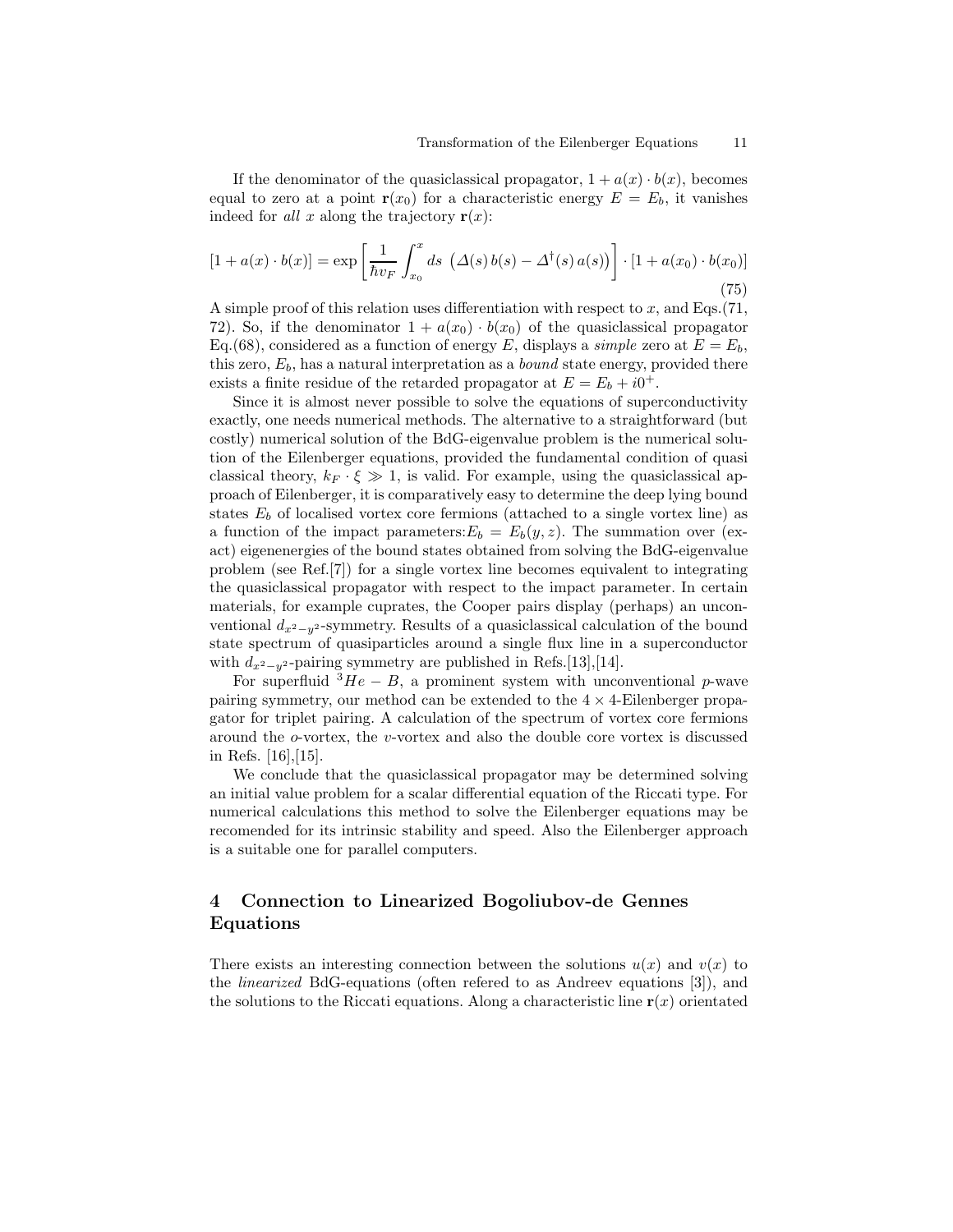If the denominator of the quasiclassical propagator, $1 + a(x) \cdot b(x)$, becomes equal to zero at a point $\mathbf{r}(x_0)$ for a characteristic energy $E = E_b$, it vanishes indeed for *all* $x$ along the trajectory $\mathbf{r}(x)$:

$$[1 + a(x) \cdot b(x)] = \exp\left[\frac{1}{\hbar v_F}\int_{x_0}^{x} ds \, \left(\Delta(s)\, b(s) - \Delta^{\dagger}(s)\, a(s)\right)\right] \cdot [1 + a(x_0) \cdot b(x_0)] \tag{75}$$

A simple proof of this relation uses differentiation with respect to $x$, and Eqs.(71, 72). So, if the denominator $1 + a(x_0) \cdot b(x_0)$ of the quasiclassical propagator Eq.(68), considered as a function of energy $E$, displays a *simple* zero at $E = E_b$, this zero, $E_b$, has a natural interpretation as a *bound* state energy, provided there exists a finite residue of the retarded propagator at $E = E_b + i0^+$.

Since it is almost never possible to solve the equations of superconductivity exactly, one needs numerical methods. The alternative to a straightforward (but costly) numerical solution of the BdG-eigenvalue problem is the numerical solution of the Eilenberger equations, provided the fundamental condition of quasi classical theory, $k_F \cdot \xi \gg 1$, is valid. For example, using the quasiclassical approach of Eilenberger, it is comparatively easy to determine the deep lying bound states $E_b$ of localised vortex core fermions (attached to a single vortex line) as a function of the impact parameters:$E_b = E_b(y, z)$. The summation over (exact) eigenenergies of the bound states obtained from solving the BdG-eigenvalue problem (see Ref.[7]) for a single vortex line becomes equivalent to integrating the quasiclassical propagator with respect to the impact parameter. In certain materials, for example cuprates, the Cooper pairs display (perhaps) an unconventional $d_{x^2-y^2}$-symmetry. Results of a quasiclassical calculation of the bound state spectrum of quasiparticles around a single flux line in a superconductor with $d_{x^2-y^2}$-pairing symmetry are published in Refs.[13],[14].

For superfluid $^3He - B$, a prominent system with unconventional $p$-wave pairing symmetry, our method can be extended to the $4 \times 4$-Eilenberger propagator for triplet pairing. A calculation of the spectrum of vortex core fermions around the $o$-vortex, the $v$-vortex and also the double core vortex is discussed in Refs. [16],[15].

We conclude that the quasiclassical propagator may be determined solving an initial value problem for a scalar differential equation of the Riccati type. For numerical calculations this method to solve the Eilenberger equations may be recomended for its intrinsic stability and speed. Also the Eilenberger approach is a suitable one for parallel computers.

## 4 Connection to Linearized Bogoliubov-de Gennes Equations

There exists an interesting connection between the solutions $u(x)$ and $v(x)$ to the *linearized* BdG-equations (often refered to as Andreev equations [3]), and the solutions to the Riccati equations. Along a characteristic line $\mathbf{r}(x)$ orientated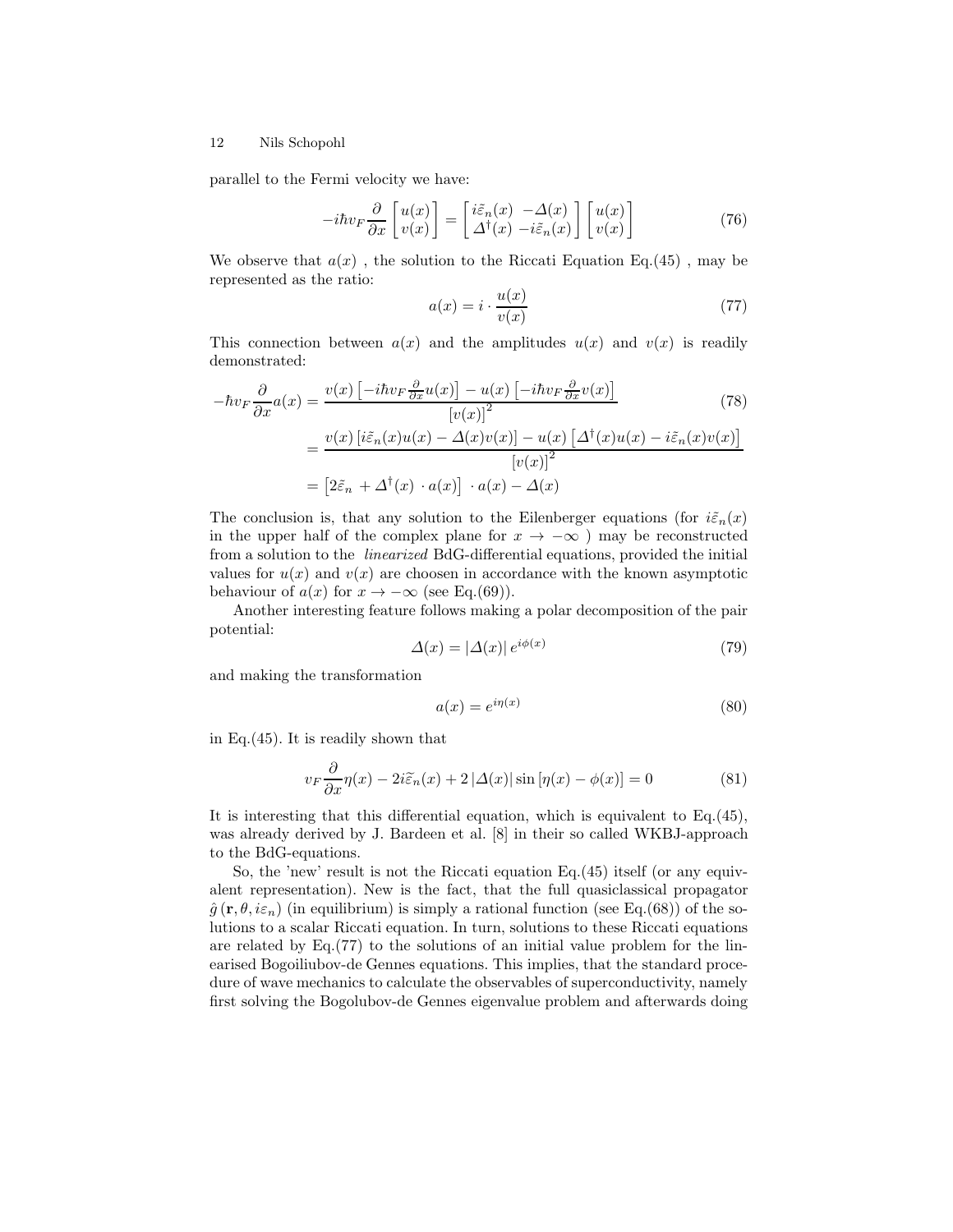parallel to the Fermi velocity we have:

$$-i\hbar v_F \frac{\partial}{\partial x} \begin{bmatrix} u(x) \\ v(x) \end{bmatrix} = \begin{bmatrix} i\tilde{\varepsilon}_n(x) & -\Delta(x) \\ \Delta^{\dagger}(x) & -i\tilde{\varepsilon}_n(x) \end{bmatrix} \begin{bmatrix} u(x) \\ v(x) \end{bmatrix} \tag{76}$$

We observe that $a(x)$ , the solution to the Riccati Equation Eq.(45) , may be represented as the ratio:

$$a(x) = i \cdot \frac{u(x)}{v(x)} \tag{77}$$

This connection between $a(x)$ and the amplitudes $u(x)$ and $v(x)$ is readily demonstrated:

$$\begin{aligned} -\hbar v_F \frac{\partial}{\partial x} a(x) &= \frac{v(x)\left[-i\hbar v_F \frac{\partial}{\partial x} u(x)\right] - u(x)\left[-i\hbar v_F \frac{\partial}{\partial x} v(x)\right]}{\left[v(x)\right]^2} \\ &= \frac{v(x)\left[i\tilde{\varepsilon}_n(x)u(x) - \Delta(x)v(x)\right] - u(x)\left[\Delta^{\dagger}(x)u(x) - i\tilde{\varepsilon}_n(x)v(x)\right]}{\left[v(x)\right]^2} \\ &= \left[2\tilde{\varepsilon}_n + \Delta^{\dagger}(x) \cdot a(x)\right] \cdot a(x) - \Delta(x) \end{aligned} \tag{78}$$

The conclusion is, that any solution to the Eilenberger equations (for $i\tilde{\varepsilon}_n(x)$ in the upper half of the complex plane for $x \to -\infty$ ) may be reconstructed from a solution to the *linearized* BdG-differential equations, provided the initial values for $u(x)$ and $v(x)$ are choosen in accordance with the known asymptotic behaviour of $a(x)$ for $x \to -\infty$ (see Eq.(69)).

Another interesting feature follows making a polar decomposition of the pair potential:

$$\Delta(x) = |\Delta(x)|\, e^{i\phi(x)} \tag{79}$$

and making the transformation

$$a(x) = e^{i\eta(x)} \tag{80}$$

in Eq.(45). It is readily shown that

$$v_F \frac{\partial}{\partial x}\eta(x) - 2i\widetilde{\varepsilon}_n(x) + 2\,|\Delta(x)| \sin\left[\eta(x) - \phi(x)\right] = 0 \tag{81}$$

It is interesting that this differential equation, which is equivalent to Eq.(45), was already derived by J. Bardeen et al. [8] in their so called WKBJ-approach to the BdG-equations.

So, the 'new' result is not the Riccati equation Eq.(45) itself (or any equivalent representation). New is the fact, that the full quasiclassical propagator $\hat{g}\left(\mathbf{r}, \theta, i\varepsilon_n\right)$ (in equilibrium) is simply a rational function (see Eq.(68)) of the solutions to a scalar Riccati equation. In turn, solutions to these Riccati equations are related by Eq.(77) to the solutions of an initial value problem for the linearised Bogoiliubov-de Gennes equations. This implies, that the standard procedure of wave mechanics to calculate the observables of superconductivity, namely first solving the Bogolubov-de Gennes eigenvalue problem and afterwards doing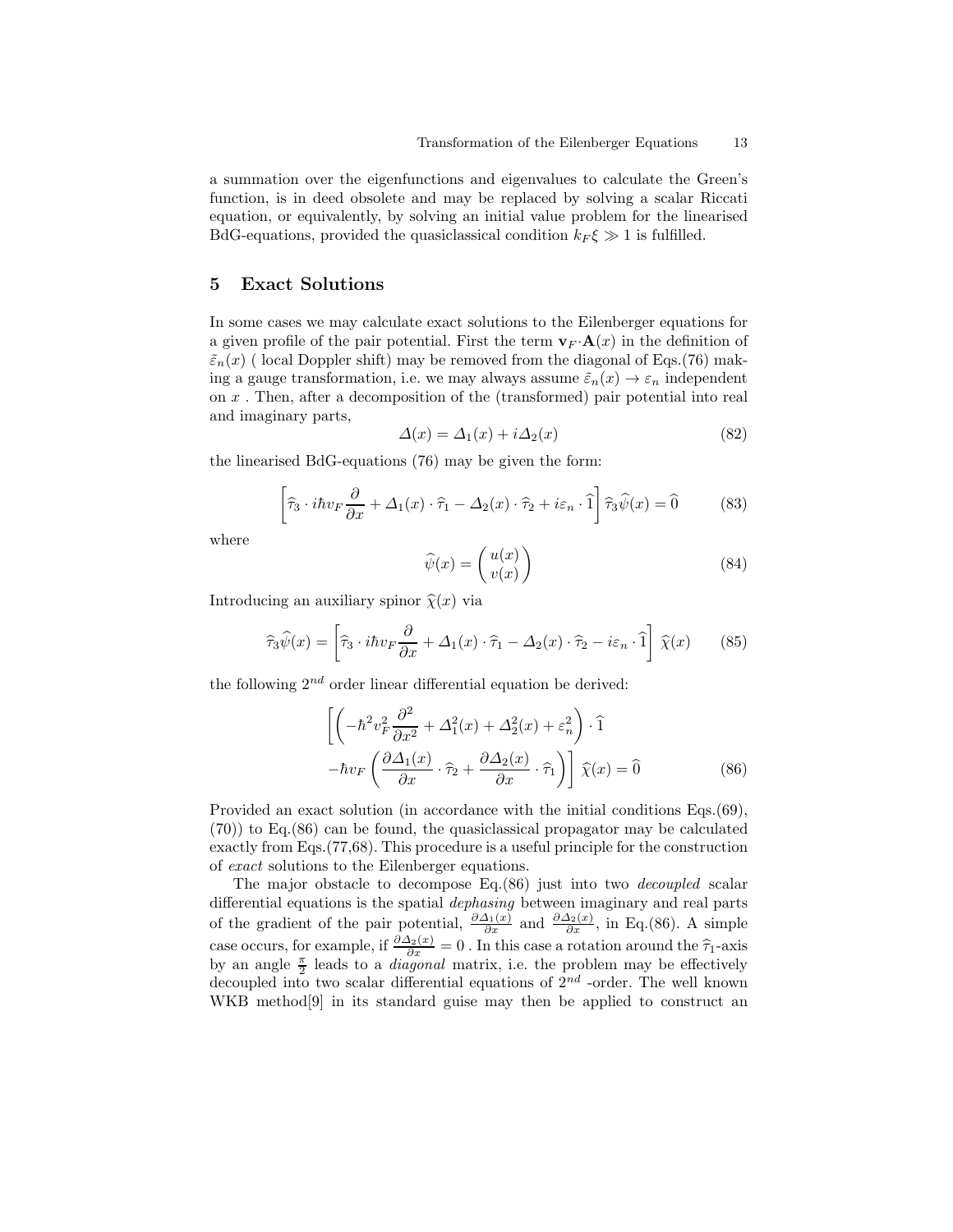a summation over the eigenfunctions and eigenvalues to calculate the Green's function, is in deed obsolete and may be replaced by solving a scalar Riccati equation, or equivalently, by solving an initial value problem for the linearised BdG-equations, provided the quasiclassical condition $k_F \xi \gg 1$ is fulfilled.

## 5 Exact Solutions

In some cases we may calculate exact solutions to the Eilenberger equations for a given profile of the pair potential. First the term $\mathbf{v}_F \cdot \mathbf{A}(x)$ in the definition of $\tilde{\varepsilon}_n(x)$ ( local Doppler shift) may be removed from the diagonal of Eqs.(76) making a gauge transformation, i.e. we may always assume $\tilde{\varepsilon}_n(x) \to \varepsilon_n$ independent on $x$ . Then, after a decomposition of the (transformed) pair potential into real and imaginary parts,

$$\Delta(x) = \Delta_1(x) + i\Delta_2(x) \tag{82}$$

the linearised BdG-equations (76) may be given the form:

$$\left[ \widehat{\tau}_3 \cdot i\hbar v_F \frac{\partial}{\partial x} + \Delta_1(x) \cdot \widehat{\tau}_1 - \Delta_2(x) \cdot \widehat{\tau}_2 + i\varepsilon_n \cdot \widehat{1} \right] \widehat{\tau}_3 \widehat{\psi}(x) = \widehat{0} \tag{83}$$

where

$$\widehat{\psi}(x) = \begin{pmatrix} u(x) \\ v(x) \end{pmatrix} \tag{84}$$

Introducing an auxiliary spinor $\widehat{\chi}(x)$ via

$$\widehat{\tau}_3 \widehat{\psi}(x) = \left[ \widehat{\tau}_3 \cdot i\hbar v_F \frac{\partial}{\partial x} + \Delta_1(x) \cdot \widehat{\tau}_1 - \Delta_2(x) \cdot \widehat{\tau}_2 - i\varepsilon_n \cdot \widehat{1} \right] \widehat{\chi}(x) \tag{85}$$

the following $2^{nd}$ order linear differential equation be derived:

$$\begin{aligned} &\left[ \left( -\hbar^2 v_F^2 \frac{\partial^2}{\partial x^2} + \Delta_1^2(x) + \Delta_2^2(x) + \varepsilon_n^2 \right) \cdot \widehat{1} \right. \\ &\left. -\hbar v_F \left( \frac{\partial \Delta_1(x)}{\partial x} \cdot \widehat{\tau}_2 + \frac{\partial \Delta_2(x)}{\partial x} \cdot \widehat{\tau}_1 \right) \right] \widehat{\chi}(x) = \widehat{0} \end{aligned} \tag{86}$$

Provided an exact solution (in accordance with the initial conditions Eqs.(69), (70)) to Eq.(86) can be found, the quasiclassical propagator may be calculated exactly from Eqs.(77,68). This procedure is a useful principle for the construction of *exact* solutions to the Eilenberger equations.

The major obstacle to decompose Eq.(86) just into two *decoupled* scalar differential equations is the spatial *dephasing* between imaginary and real parts of the gradient of the pair potential, $\frac{\partial \Delta_1(x)}{\partial x}$ and $\frac{\partial \Delta_2(x)}{\partial x}$, in Eq.(86). A simple case occurs, for example, if $\frac{\partial \Delta_2(x)}{\partial x} = 0$ . In this case a rotation around the $\widehat{\tau}_1$-axis by an angle $\frac{\pi}{2}$ leads to a *diagonal* matrix, i.e. the problem may be effectively decoupled into two scalar differential equations of $2^{nd}$ -order. The well known WKB method[9] in its standard guise may then be applied to construct an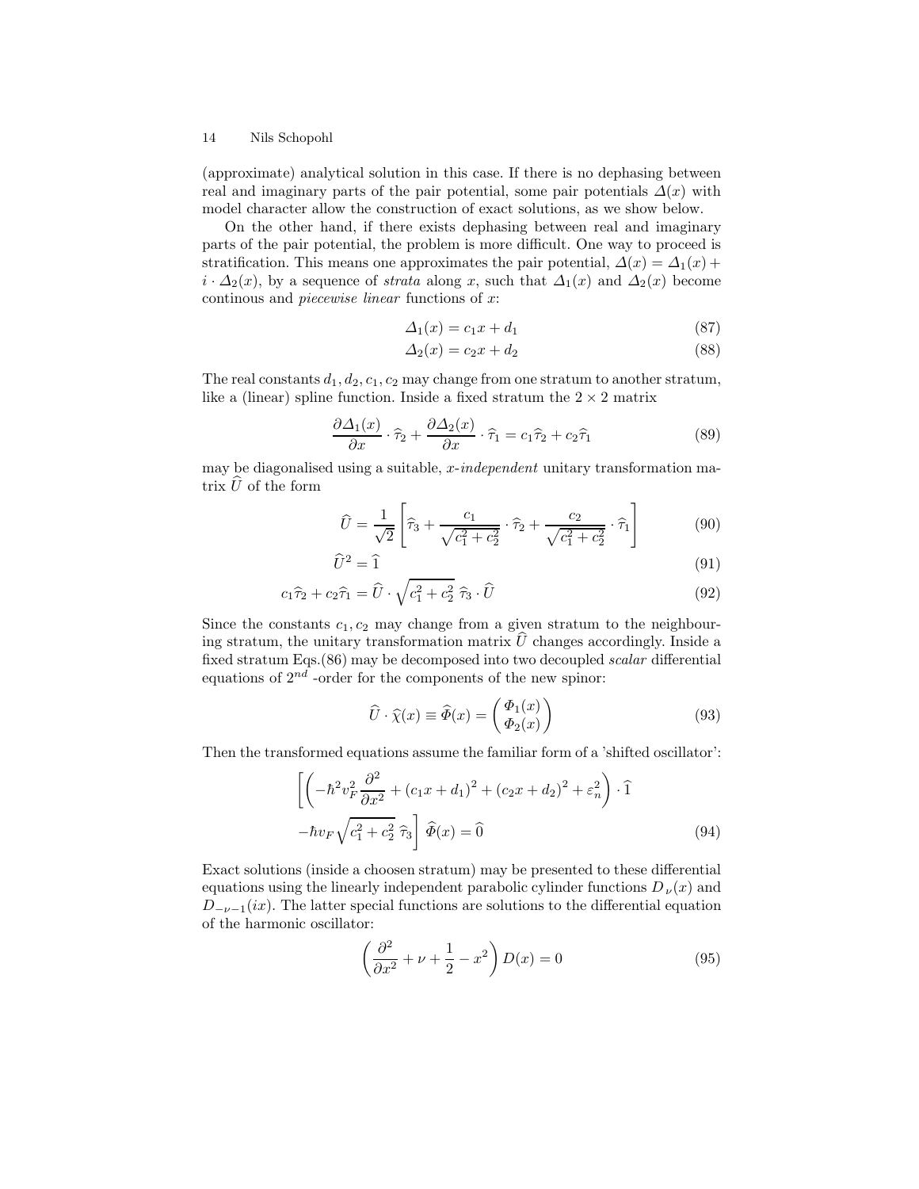(approximate) analytical solution in this case. If there is no dephasing between real and imaginary parts of the pair potential, some pair potentials $\Delta(x)$ with model character allow the construction of exact solutions, as we show below.

On the other hand, if there exists dephasing between real and imaginary parts of the pair potential, the problem is more difficult. One way to proceed is stratification. This means one approximates the pair potential, $\Delta(x) = \Delta_1(x) + i \cdot \Delta_2(x)$, by a sequence of *strata* along $x$, such that $\Delta_1(x)$ and $\Delta_2(x)$ become continous and *piecewise linear* functions of $x$:

$$\Delta_1(x) = c_1 x + d_1 \tag{87}$$

$$\Delta_2(x) = c_2 x + d_2 \tag{88}$$

The real constants $d_1, d_2, c_1, c_2$ may change from one stratum to another stratum, like a (linear) spline function. Inside a fixed stratum the $2 \times 2$ matrix

$$\frac{\partial \Delta_1(x)}{\partial x} \cdot \widehat{\tau}_2 + \frac{\partial \Delta_2(x)}{\partial x} \cdot \widehat{\tau}_1 = c_1 \widehat{\tau}_2 + c_2 \widehat{\tau}_1 \tag{89}$$

may be diagonalised using a suitable, *x-independent* unitary transformation matrix $\widehat{U}$ of the form

$$\widehat{U} = \frac{1}{\sqrt{2}} \left[ \widehat{\tau}_3 + \frac{c_1}{\sqrt{c_1^2 + c_2^2}} \cdot \widehat{\tau}_2 + \frac{c_2}{\sqrt{c_1^2 + c_2^2}} \cdot \widehat{\tau}_1 \right] \tag{90}$$

$$\widehat{U}^2 = \widehat{1} \tag{91}$$

$$c_1 \widehat{\tau}_2 + c_2 \widehat{\tau}_1 = \widehat{U} \cdot \sqrt{c_1^2 + c_2^2} \; \widehat{\tau}_3 \cdot \widehat{U} \tag{92}$$

Since the constants $c_1, c_2$ may change from a given stratum to the neighbouring stratum, the unitary transformation matrix $\widehat{U}$ changes accordingly. Inside a fixed stratum Eqs.(86) may be decomposed into two decoupled *scalar* differential equations of $2^{nd}$ -order for the components of the new spinor:

$$\widehat{U} \cdot \widehat{\chi}(x) \equiv \widehat{\Phi}(x) = \begin{pmatrix} \Phi_1(x) \\ \Phi_2(x) \end{pmatrix} \tag{93}$$

Then the transformed equations assume the familiar form of a 'shifted oscillator':

$$\begin{aligned} &\left[ \left( -\hbar^2 v_F^2 \frac{\partial^2}{\partial x^2} + (c_1 x + d_1)^2 + (c_2 x + d_2)^2 + \varepsilon_n^2 \right) \cdot \widehat{1} \right. \\ &\left. -\hbar v_F \sqrt{c_1^2 + c_2^2} \; \widehat{\tau}_3 \right] \widehat{\Phi}(x) = \widehat{0} \end{aligned} \tag{94}$$

Exact solutions (inside a choosen stratum) may be presented to these differential equations using the linearly independent parabolic cylinder functions $D_\nu(x)$ and $D_{-\nu-1}(ix)$. The latter special functions are solutions to the differential equation of the harmonic oscillator:

$$\left( \frac{\partial^2}{\partial x^2} + \nu + \frac{1}{2} - x^2 \right) D(x) = 0 \tag{95}$$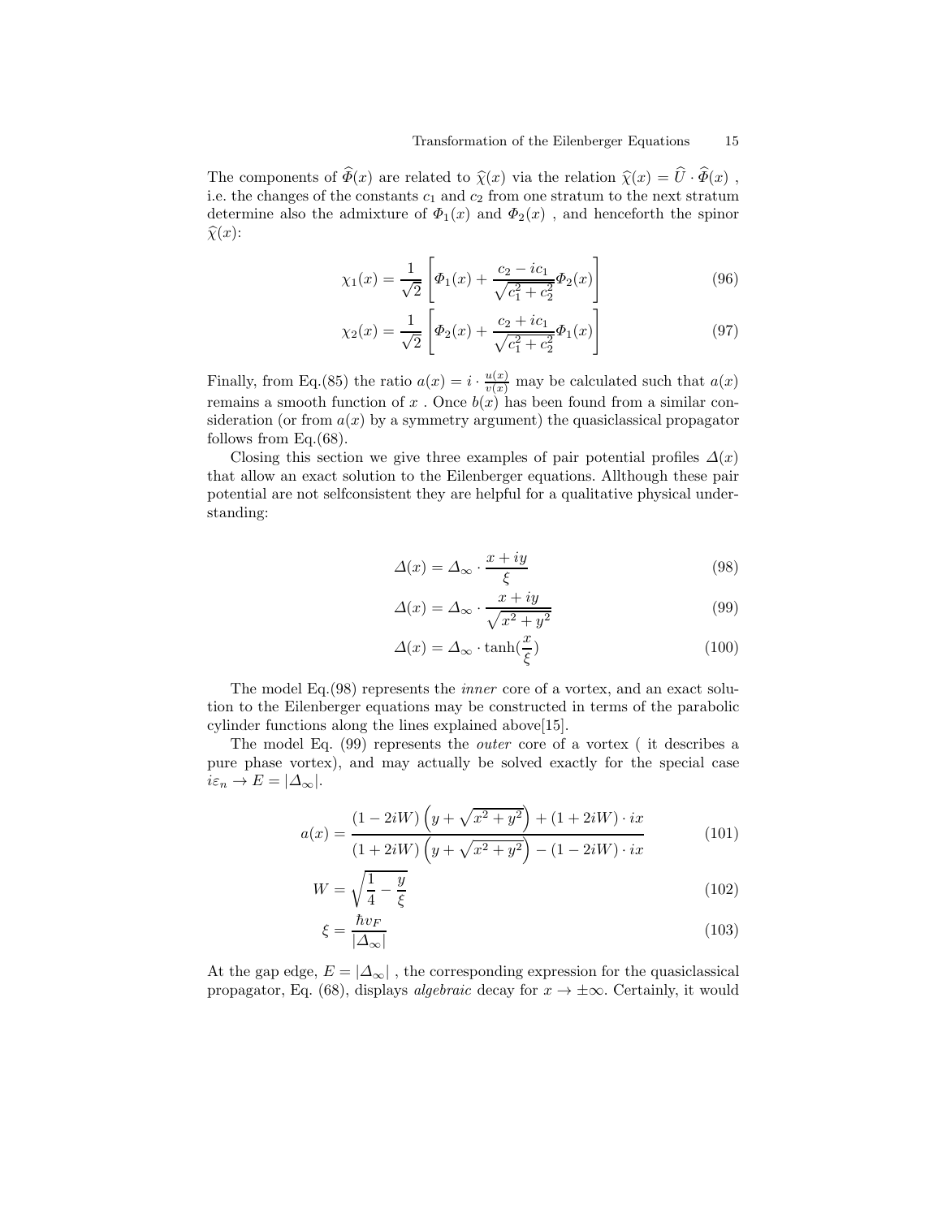The components of $\widehat{\Phi}(x)$ are related to $\widehat{\chi}(x)$ via the relation $\widehat{\chi}(x) = \widehat{U} \cdot \widehat{\Phi}(x)$ , i.e. the changes of the constants $c_1$ and $c_2$ from one stratum to the next stratum determine also the admixture of $\Phi_1(x)$ and $\Phi_2(x)$ , and henceforth the spinor $\widehat{\chi}(x)$:

$$\chi_1(x) = \frac{1}{\sqrt{2}} \left[ \Phi_1(x) + \frac{c_2 - ic_1}{\sqrt{c_1^2 + c_2^2}} \Phi_2(x) \right] \tag{96}$$

$$\chi_2(x) = \frac{1}{\sqrt{2}} \left[ \Phi_2(x) + \frac{c_2 + ic_1}{\sqrt{c_1^2 + c_2^2}} \Phi_1(x) \right] \tag{97}$$

Finally, from Eq.(85) the ratio $a(x) = i \cdot \frac{u(x)}{v(x)}$ may be calculated such that $a(x)$ remains a smooth function of $x$ . Once $b(x)$ has been found from a similar consideration (or from $a(x)$ by a symmetry argument) the quasiclassical propagator follows from Eq.(68).

Closing this section we give three examples of pair potential profiles $\Delta(x)$ that allow an exact solution to the Eilenberger equations. Allthough these pair potential are not selfconsistent they are helpful for a qualitative physical understanding:

$$\Delta(x) = \Delta_\infty \cdot \frac{x + iy}{\xi} \tag{98}$$

$$\Delta(x) = \Delta_\infty \cdot \frac{x + iy}{\sqrt{x^2 + y^2}} \tag{99}$$

$$\Delta(x) = \Delta_\infty \cdot \tanh(\frac{x}{\xi}) \tag{100}$$

The model Eq.(98) represents the *inner* core of a vortex, and an exact solution to the Eilenberger equations may be constructed in terms of the parabolic cylinder functions along the lines explained above[15].

The model Eq. (99) represents the *outer* core of a vortex ( it describes a pure phase vortex), and may actually be solved exactly for the special case $i\varepsilon_n \to E = |\Delta_\infty|$.

$$a(x) = \frac{(1 - 2iW)\left(y + \sqrt{x^2 + y^2}\right) + (1 + 2iW) \cdot ix}{(1 + 2iW)\left(y + \sqrt{x^2 + y^2}\right) - (1 - 2iW) \cdot ix} \tag{101}$$

$$W = \sqrt{\frac{1}{4} - \frac{y}{\xi}} \tag{102}$$

$$\xi = \frac{\hbar v_F}{|\Delta_\infty|} \tag{103}$$

At the gap edge, $E = |\Delta_\infty|$ , the corresponding expression for the quasiclassical propagator, Eq. (68), displays *algebraic* decay for $x \to \pm\infty$. Certainly, it would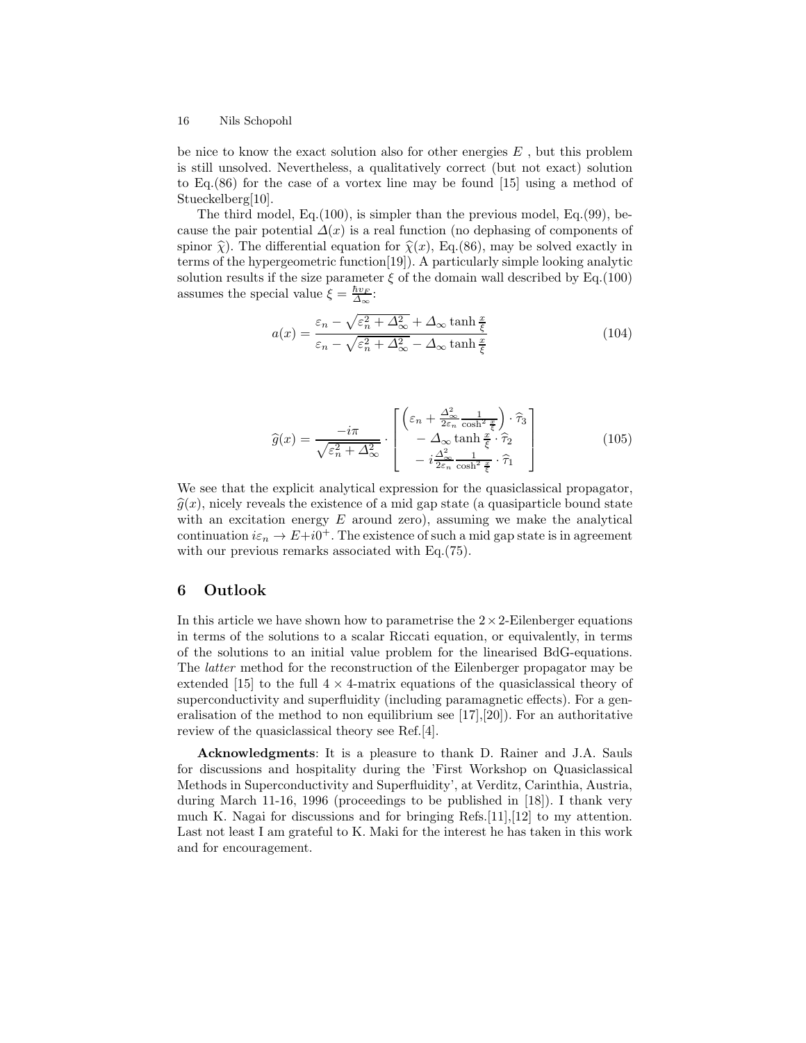be nice to know the exact solution also for other energies $E$ , but this problem is still unsolved. Nevertheless, a qualitatively correct (but not exact) solution to Eq.(86) for the case of a vortex line may be found [15] using a method of Stueckelberg[10].

The third model, Eq.(100), is simpler than the previous model, Eq.(99), because the pair potential $\Delta(x)$ is a real function (no dephasing of components of spinor $\widehat{\chi}$). The differential equation for $\widehat{\chi}(x)$, Eq.(86), may be solved exactly in terms of the hypergeometric function[19]). A particularly simple looking analytic solution results if the size parameter $\xi$ of the domain wall described by Eq.(100) assumes the special value $\xi = \frac{\hbar v_F}{\Delta_\infty}$:

$$
a(x) = \frac{\varepsilon_n - \sqrt{\varepsilon_n^2 + \Delta_\infty^2} + \Delta_\infty \tanh \frac{x}{\xi}}{\varepsilon_n - \sqrt{\varepsilon_n^2 + \Delta_\infty^2} - \Delta_\infty \tanh \frac{x}{\xi}} \tag{104}
$$

$$
\widehat{g}(x) = \frac{-i\pi}{\sqrt{\varepsilon_n^2 + \Delta_\infty^2}} \cdot \begin{bmatrix} \left(\varepsilon_n + \frac{\Delta_\infty^2}{2\varepsilon_n} \frac{1}{\cosh^2 \frac{x}{\xi}}\right) \cdot \widehat{\tau}_3 \\ - \Delta_\infty \tanh \frac{x}{\xi} \cdot \widehat{\tau}_2 \\ - i \frac{\Delta_\infty^2}{2\varepsilon_n} \frac{1}{\cosh^2 \frac{x}{\xi}} \cdot \widehat{\tau}_1 \end{bmatrix} \tag{105}
$$

We see that the explicit analytical expression for the quasiclassical propagator, $\widehat{g}(x)$, nicely reveals the existence of a mid gap state (a quasiparticle bound state with an excitation energy $E$ around zero), assuming we make the analytical continuation $i\varepsilon_n \to E + i0^+$. The existence of such a mid gap state is in agreement with our previous remarks associated with Eq.(75).

## 6 Outlook

In this article we have shown how to parametrise the $2 \times 2$-Eilenberger equations in terms of the solutions to a scalar Riccati equation, or equivalently, in terms of the solutions to an initial value problem for the linearised BdG-equations. The *latter* method for the reconstruction of the Eilenberger propagator may be extended [15] to the full $4 \times 4$-matrix equations of the quasiclassical theory of superconductivity and superfluidity (including paramagnetic effects). For a generalisation of the method to non equilibrium see [17],[20]). For an authoritative review of the quasiclassical theory see Ref.[4].

**Acknowledgments**: It is a pleasure to thank D. Rainer and J.A. Sauls for discussions and hospitality during the 'First Workshop on Quasiclassical Methods in Superconductivity and Superfluidity', at Verditz, Carinthia, Austria, during March 11-16, 1996 (proceedings to be published in [18]). I thank very much K. Nagai for discussions and for bringing Refs.[11],[12] to my attention. Last not least I am grateful to K. Maki for the interest he has taken in this work and for encouragement.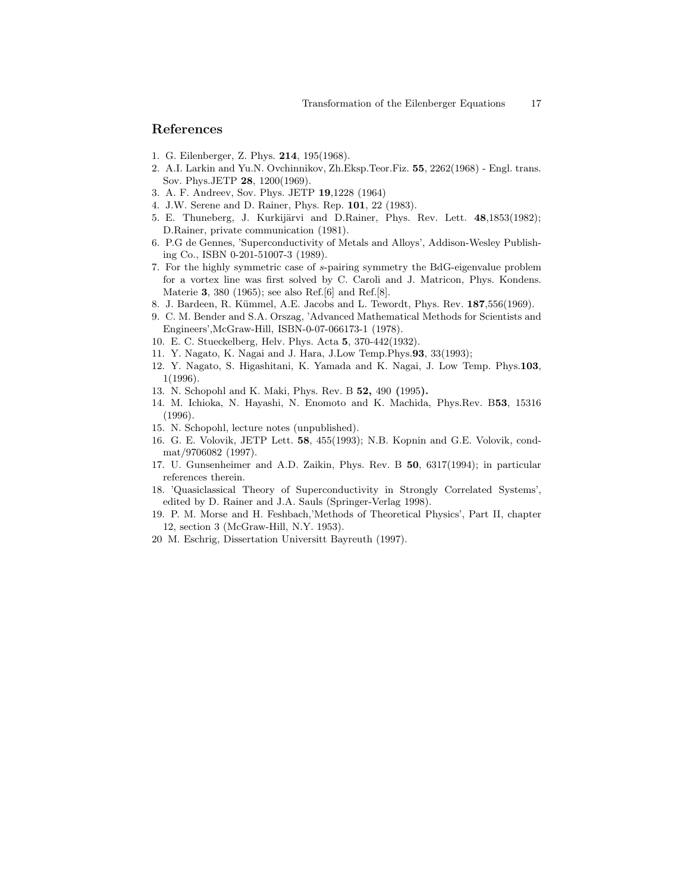## References

1. G. Eilenberger, Z. Phys. **214**, 195(1968).
2. A.I. Larkin and Yu.N. Ovchinnikov, Zh.Eksp.Teor.Fiz. **55**, 2262(1968) - Engl. trans. Sov. Phys.JETP **28**, 1200(1969).
3. A. F. Andreev, Sov. Phys. JETP **19**,1228 (1964)
4. J.W. Serene and D. Rainer, Phys. Rep. **101**, 22 (1983).
5. E. Thuneberg, J. Kurkijärvi and D.Rainer, Phys. Rev. Lett. **48**,1853(1982); D.Rainer, private communication (1981).
6. P.G de Gennes, 'Superconductivity of Metals and Alloys', Addison-Wesley Publishing Co., ISBN 0-201-51007-3 (1989).
7. For the highly symmetric case of *s*-pairing symmetry the BdG-eigenvalue problem for a vortex line was first solved by C. Caroli and J. Matricon, Phys. Kondens. Materie **3**, 380 (1965); see also Ref.[6] and Ref.[8].
8. J. Bardeen, R. Kümmel, A.E. Jacobs and L. Tewordt, Phys. Rev. **187**,556(1969).
9. C. M. Bender and S.A. Orszag, 'Advanced Mathematical Methods for Scientists and Engineers',McGraw-Hill, ISBN-0-07-066173-1 (1978).
10. E. C. Stueckelberg, Helv. Phys. Acta **5**, 370-442(1932).
11. Y. Nagato, K. Nagai and J. Hara, J.Low Temp.Phys.**93**, 33(1993);
12. Y. Nagato, S. Higashitani, K. Yamada and K. Nagai, J. Low Temp. Phys.**103**, 1(1996).
13. N. Schopohl and K. Maki, Phys. Rev. B **52,** 490 **(**1995**).**
14. M. Ichioka, N. Hayashi, N. Enomoto and K. Machida, Phys.Rev. B**53**, 15316 (1996).
15. N. Schopohl, lecture notes (unpublished).
16. G. E. Volovik, JETP Lett. **58**, 455(1993); N.B. Kopnin and G.E. Volovik, cond-mat/9706082 (1997).
17. U. Gunsenheimer and A.D. Zaikin, Phys. Rev. B **50**, 6317(1994); in particular references therein.
18. 'Quasiclassical Theory of Superconductivity in Strongly Correlated Systems', edited by D. Rainer and J.A. Sauls (Springer-Verlag 1998).
19. P. M. Morse and H. Feshbach,'Methods of Theoretical Physics', Part II, chapter 12, section 3 (McGraw-Hill, N.Y. 1953).
20. M. Eschrig, Dissertation Universitt Bayreuth (1997).